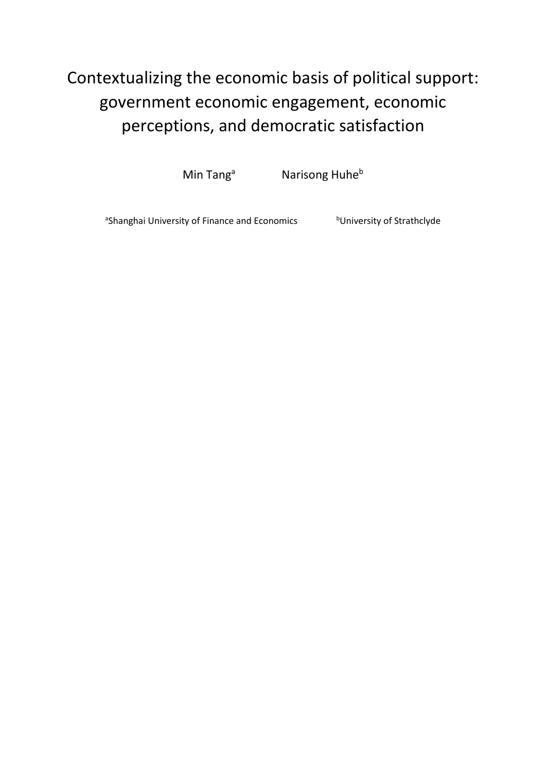# Contextualizing the economic basis of political support: government economic engagement, economic perceptions, and democratic satisfaction

Min Tang[a] Narisong Huhe[b]

[a]Shanghai University of Finance and Economics [b]University of Strathclyde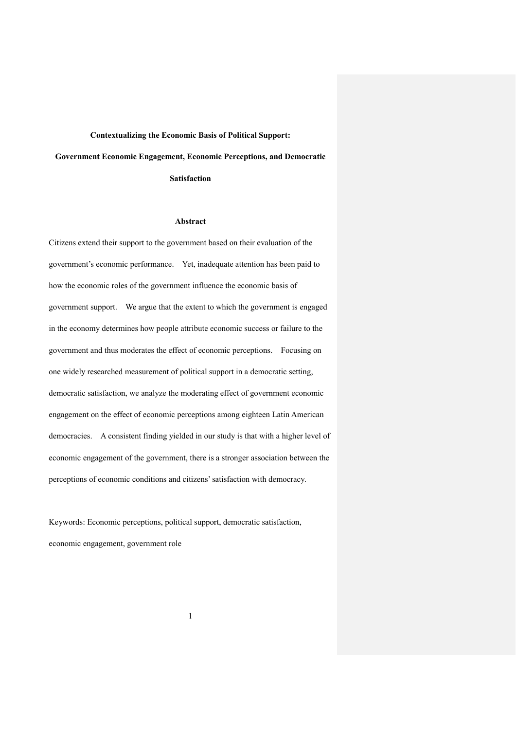**Contextualizing the Economic Basis of Political Support:**

**Government Economic Engagement, Economic Perceptions, and Democratic Satisfaction**

## Abstract

Citizens extend their support to the government based on their evaluation of the government's economic performance. Yet, inadequate attention has been paid to how the economic roles of the government influence the economic basis of government support. We argue that the extent to which the government is engaged in the economy determines how people attribute economic success or failure to the government and thus moderates the effect of economic perceptions. Focusing on one widely researched measurement of political support in a democratic setting, democratic satisfaction, we analyze the moderating effect of government economic engagement on the effect of economic perceptions among eighteen Latin American democracies. A consistent finding yielded in our study is that with a higher level of economic engagement of the government, there is a stronger association between the perceptions of economic conditions and citizens' satisfaction with democracy.

Keywords: Economic perceptions, political support, democratic satisfaction, economic engagement, government role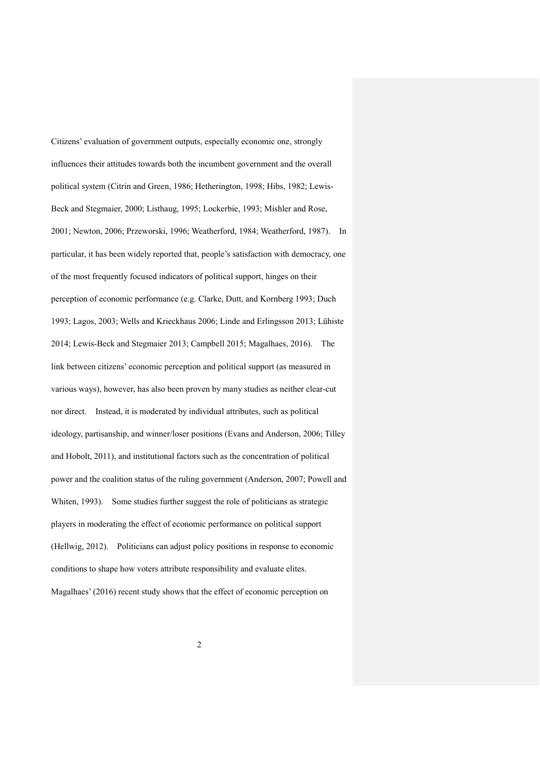Citizens' evaluation of government outputs, especially economic one, strongly influences their attitudes towards both the incumbent government and the overall political system (Citrin and Green, 1986; Hetherington, 1998; Hibs, 1982; Lewis-Beck and Stegmaier, 2000; Listhaug, 1995; Lockerbie, 1993; Mishler and Rose, 2001; Newton, 2006; Przeworski, 1996; Weatherford, 1984; Weatherford, 1987). In particular, it has been widely reported that, people's satisfaction with democracy, one of the most frequently focused indicators of political support, hinges on their perception of economic performance (e.g. Clarke, Dutt, and Kornberg 1993; Duch 1993; Lagos, 2003; Wells and Krieckhaus 2006; Linde and Erlingsson 2013; Lühiste 2014; Lewis-Beck and Stegmaier 2013; Campbell 2015; Magalhaes, 2016). The link between citizens' economic perception and political support (as measured in various ways), however, has also been proven by many studies as neither clear-cut nor direct. Instead, it is moderated by individual attributes, such as political ideology, partisanship, and winner/loser positions (Evans and Anderson, 2006; Tilley and Hobolt, 2011), and institutional factors such as the concentration of political power and the coalition status of the ruling government (Anderson, 2007; Powell and Whiten, 1993). Some studies further suggest the role of politicians as strategic players in moderating the effect of economic performance on political support (Hellwig, 2012). Politicians can adjust policy positions in response to economic conditions to shape how voters attribute responsibility and evaluate elites. Magalhaes' (2016) recent study shows that the effect of economic perception on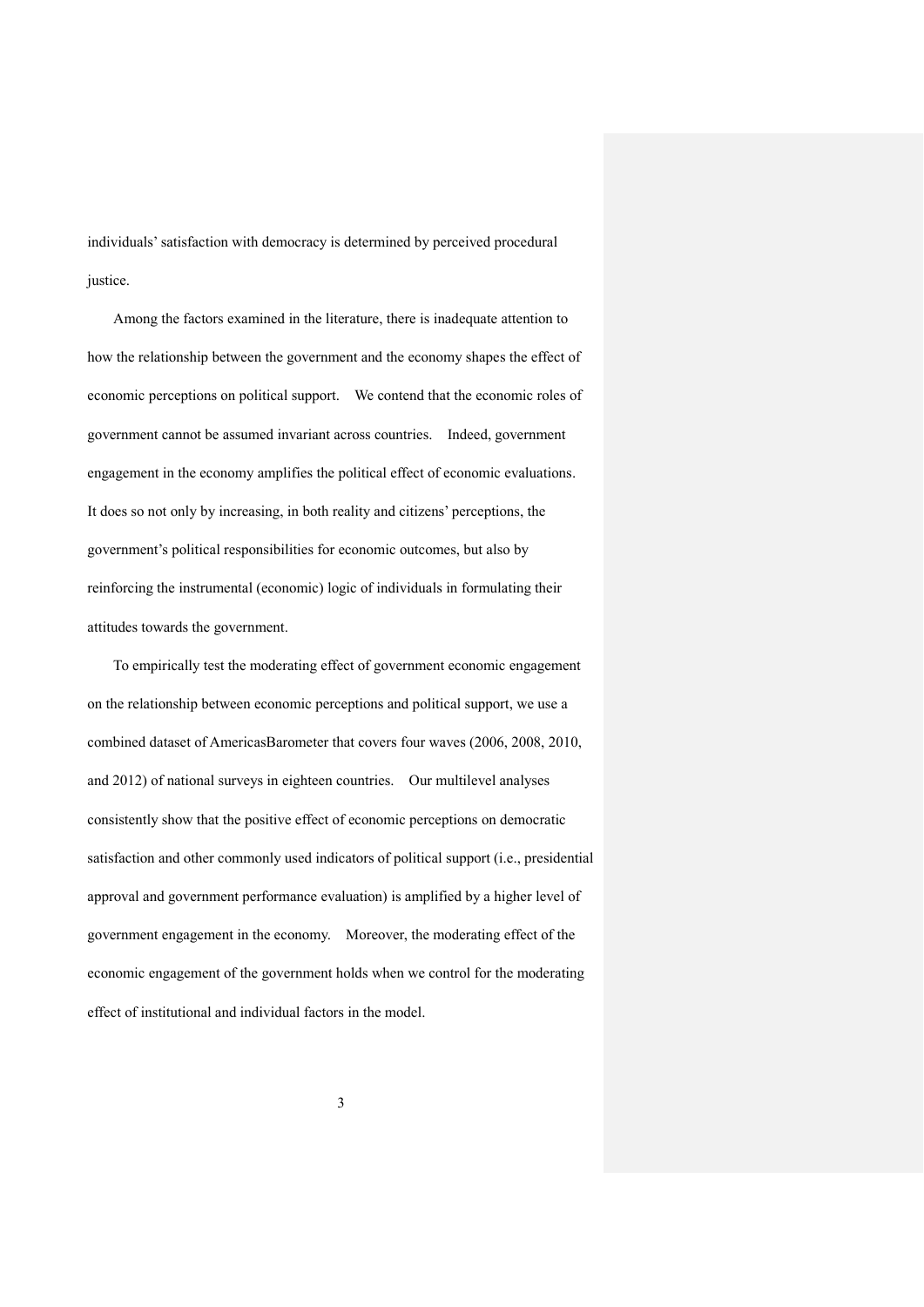individuals' satisfaction with democracy is determined by perceived procedural justice.

Among the factors examined in the literature, there is inadequate attention to how the relationship between the government and the economy shapes the effect of economic perceptions on political support. We contend that the economic roles of government cannot be assumed invariant across countries. Indeed, government engagement in the economy amplifies the political effect of economic evaluations. It does so not only by increasing, in both reality and citizens' perceptions, the government's political responsibilities for economic outcomes, but also by reinforcing the instrumental (economic) logic of individuals in formulating their attitudes towards the government.

To empirically test the moderating effect of government economic engagement on the relationship between economic perceptions and political support, we use a combined dataset of AmericasBarometer that covers four waves (2006, 2008, 2010, and 2012) of national surveys in eighteen countries. Our multilevel analyses consistently show that the positive effect of economic perceptions on democratic satisfaction and other commonly used indicators of political support (i.e., presidential approval and government performance evaluation) is amplified by a higher level of government engagement in the economy. Moreover, the moderating effect of the economic engagement of the government holds when we control for the moderating effect of institutional and individual factors in the model.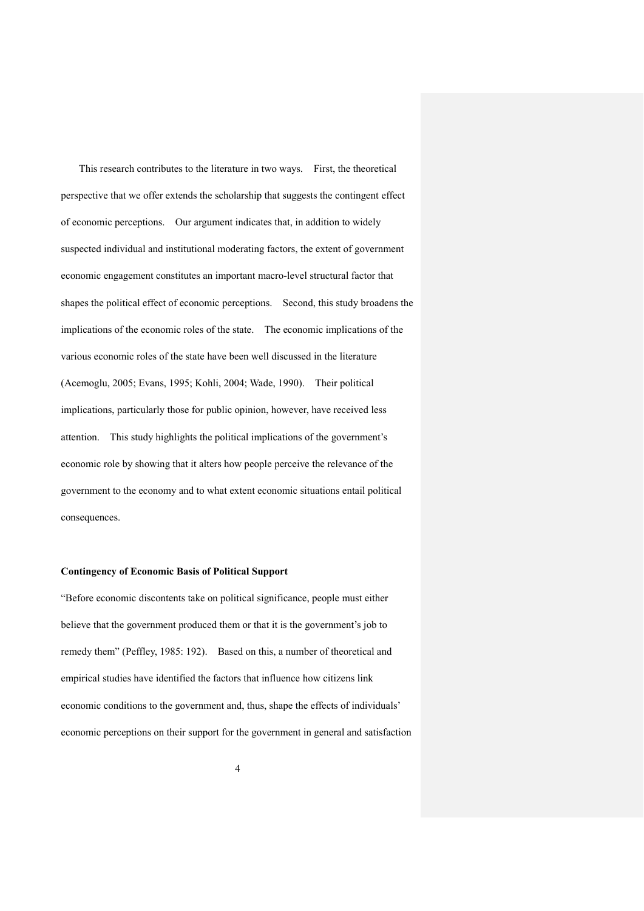This research contributes to the literature in two ways. First, the theoretical perspective that we offer extends the scholarship that suggests the contingent effect of economic perceptions. Our argument indicates that, in addition to widely suspected individual and institutional moderating factors, the extent of government economic engagement constitutes an important macro-level structural factor that shapes the political effect of economic perceptions. Second, this study broadens the implications of the economic roles of the state. The economic implications of the various economic roles of the state have been well discussed in the literature (Acemoglu, 2005; Evans, 1995; Kohli, 2004; Wade, 1990). Their political implications, particularly those for public opinion, however, have received less attention. This study highlights the political implications of the government's economic role by showing that it alters how people perceive the relevance of the government to the economy and to what extent economic situations entail political consequences.

**Contingency of Economic Basis of Political Support**

"Before economic discontents take on political significance, people must either believe that the government produced them or that it is the government's job to remedy them" (Peffley, 1985: 192). Based on this, a number of theoretical and empirical studies have identified the factors that influence how citizens link economic conditions to the government and, thus, shape the effects of individuals' economic perceptions on their support for the government in general and satisfaction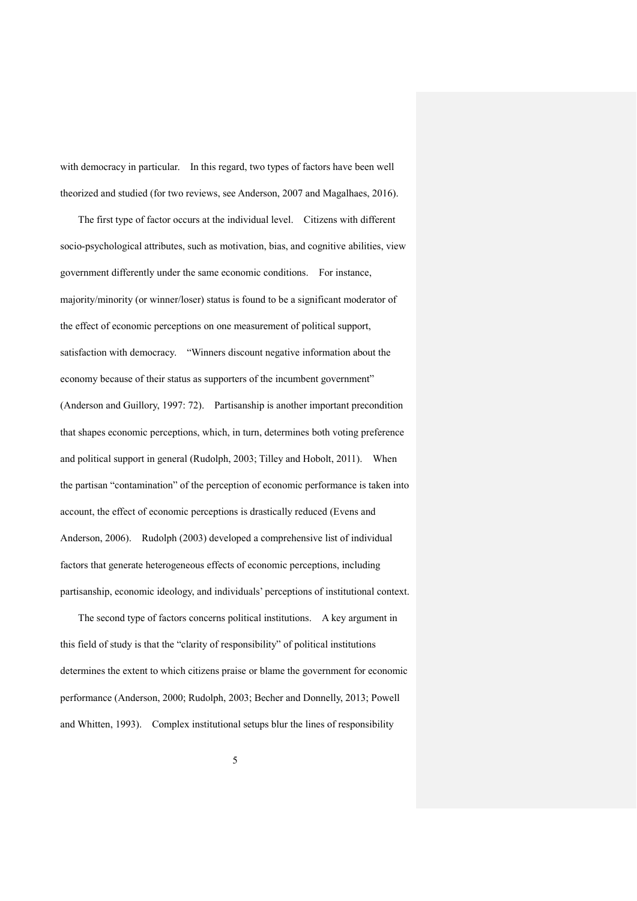with democracy in particular. In this regard, two types of factors have been well theorized and studied (for two reviews, see Anderson, 2007 and Magalhaes, 2016).

The first type of factor occurs at the individual level. Citizens with different socio-psychological attributes, such as motivation, bias, and cognitive abilities, view government differently under the same economic conditions. For instance, majority/minority (or winner/loser) status is found to be a significant moderator of the effect of economic perceptions on one measurement of political support, satisfaction with democracy. "Winners discount negative information about the economy because of their status as supporters of the incumbent government" (Anderson and Guillory, 1997: 72). Partisanship is another important precondition that shapes economic perceptions, which, in turn, determines both voting preference and political support in general (Rudolph, 2003; Tilley and Hobolt, 2011). When the partisan "contamination" of the perception of economic performance is taken into account, the effect of economic perceptions is drastically reduced (Evens and Anderson, 2006). Rudolph (2003) developed a comprehensive list of individual factors that generate heterogeneous effects of economic perceptions, including partisanship, economic ideology, and individuals' perceptions of institutional context.

The second type of factors concerns political institutions. A key argument in this field of study is that the "clarity of responsibility" of political institutions determines the extent to which citizens praise or blame the government for economic performance (Anderson, 2000; Rudolph, 2003; Becher and Donnelly, 2013; Powell and Whitten, 1993). Complex institutional setups blur the lines of responsibility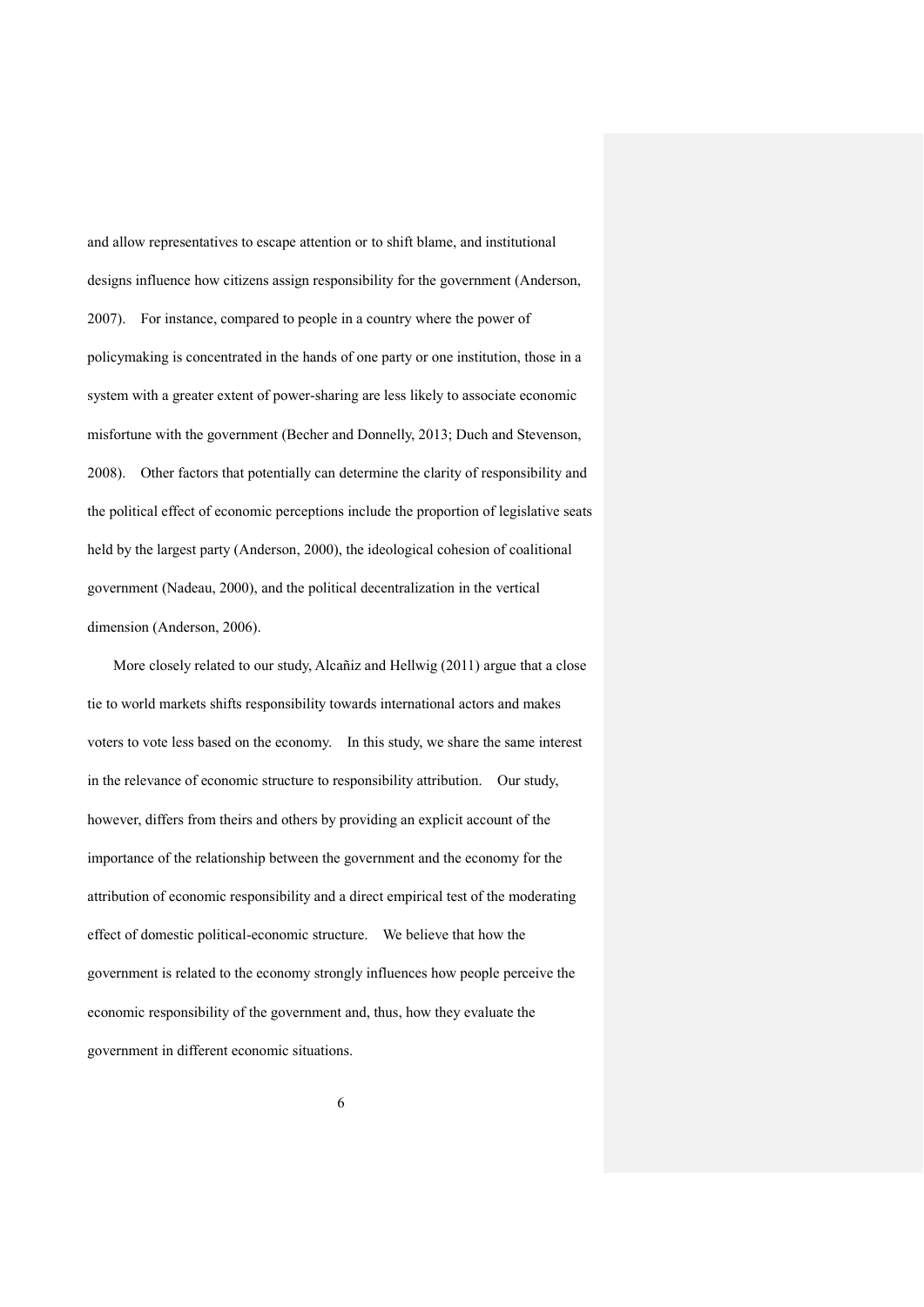and allow representatives to escape attention or to shift blame, and institutional designs influence how citizens assign responsibility for the government (Anderson, 2007). For instance, compared to people in a country where the power of policymaking is concentrated in the hands of one party or one institution, those in a system with a greater extent of power-sharing are less likely to associate economic misfortune with the government (Becher and Donnelly, 2013; Duch and Stevenson, 2008). Other factors that potentially can determine the clarity of responsibility and the political effect of economic perceptions include the proportion of legislative seats held by the largest party (Anderson, 2000), the ideological cohesion of coalitional government (Nadeau, 2000), and the political decentralization in the vertical dimension (Anderson, 2006).

More closely related to our study, Alcañiz and Hellwig (2011) argue that a close tie to world markets shifts responsibility towards international actors and makes voters to vote less based on the economy. In this study, we share the same interest in the relevance of economic structure to responsibility attribution. Our study, however, differs from theirs and others by providing an explicit account of the importance of the relationship between the government and the economy for the attribution of economic responsibility and a direct empirical test of the moderating effect of domestic political-economic structure. We believe that how the government is related to the economy strongly influences how people perceive the economic responsibility of the government and, thus, how they evaluate the government in different economic situations.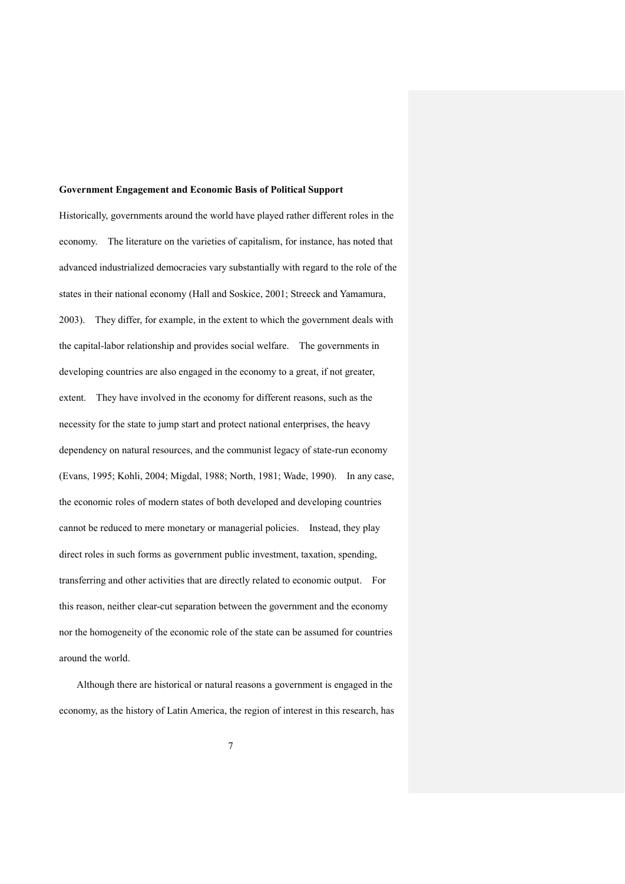**Government Engagement and Economic Basis of Political Support**

Historically, governments around the world have played rather different roles in the economy. The literature on the varieties of capitalism, for instance, has noted that advanced industrialized democracies vary substantially with regard to the role of the states in their national economy (Hall and Soskice, 2001; Streeck and Yamamura, 2003). They differ, for example, in the extent to which the government deals with the capital-labor relationship and provides social welfare. The governments in developing countries are also engaged in the economy to a great, if not greater, extent. They have involved in the economy for different reasons, such as the necessity for the state to jump start and protect national enterprises, the heavy dependency on natural resources, and the communist legacy of state-run economy (Evans, 1995; Kohli, 2004; Migdal, 1988; North, 1981; Wade, 1990). In any case, the economic roles of modern states of both developed and developing countries cannot be reduced to mere monetary or managerial policies. Instead, they play direct roles in such forms as government public investment, taxation, spending, transferring and other activities that are directly related to economic output. For this reason, neither clear-cut separation between the government and the economy nor the homogeneity of the economic role of the state can be assumed for countries around the world.

Although there are historical or natural reasons a government is engaged in the economy, as the history of Latin America, the region of interest in this research, has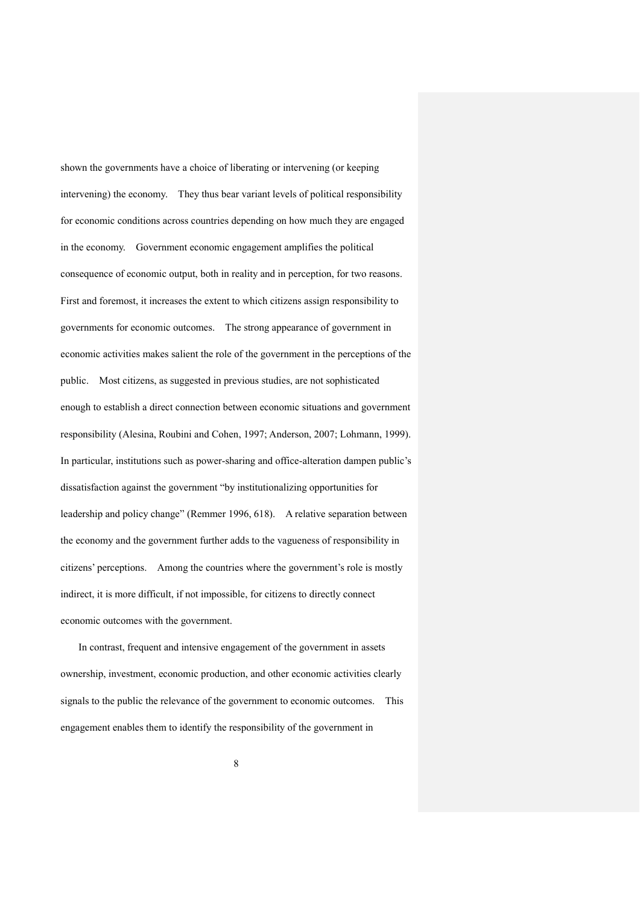shown the governments have a choice of liberating or intervening (or keeping intervening) the economy. They thus bear variant levels of political responsibility for economic conditions across countries depending on how much they are engaged in the economy. Government economic engagement amplifies the political consequence of economic output, both in reality and in perception, for two reasons. First and foremost, it increases the extent to which citizens assign responsibility to governments for economic outcomes. The strong appearance of government in economic activities makes salient the role of the government in the perceptions of the public. Most citizens, as suggested in previous studies, are not sophisticated enough to establish a direct connection between economic situations and government responsibility (Alesina, Roubini and Cohen, 1997; Anderson, 2007; Lohmann, 1999). In particular, institutions such as power-sharing and office-alteration dampen public's dissatisfaction against the government "by institutionalizing opportunities for leadership and policy change" (Remmer 1996, 618). A relative separation between the economy and the government further adds to the vagueness of responsibility in citizens' perceptions. Among the countries where the government's role is mostly indirect, it is more difficult, if not impossible, for citizens to directly connect economic outcomes with the government.

In contrast, frequent and intensive engagement of the government in assets ownership, investment, economic production, and other economic activities clearly signals to the public the relevance of the government to economic outcomes. This engagement enables them to identify the responsibility of the government in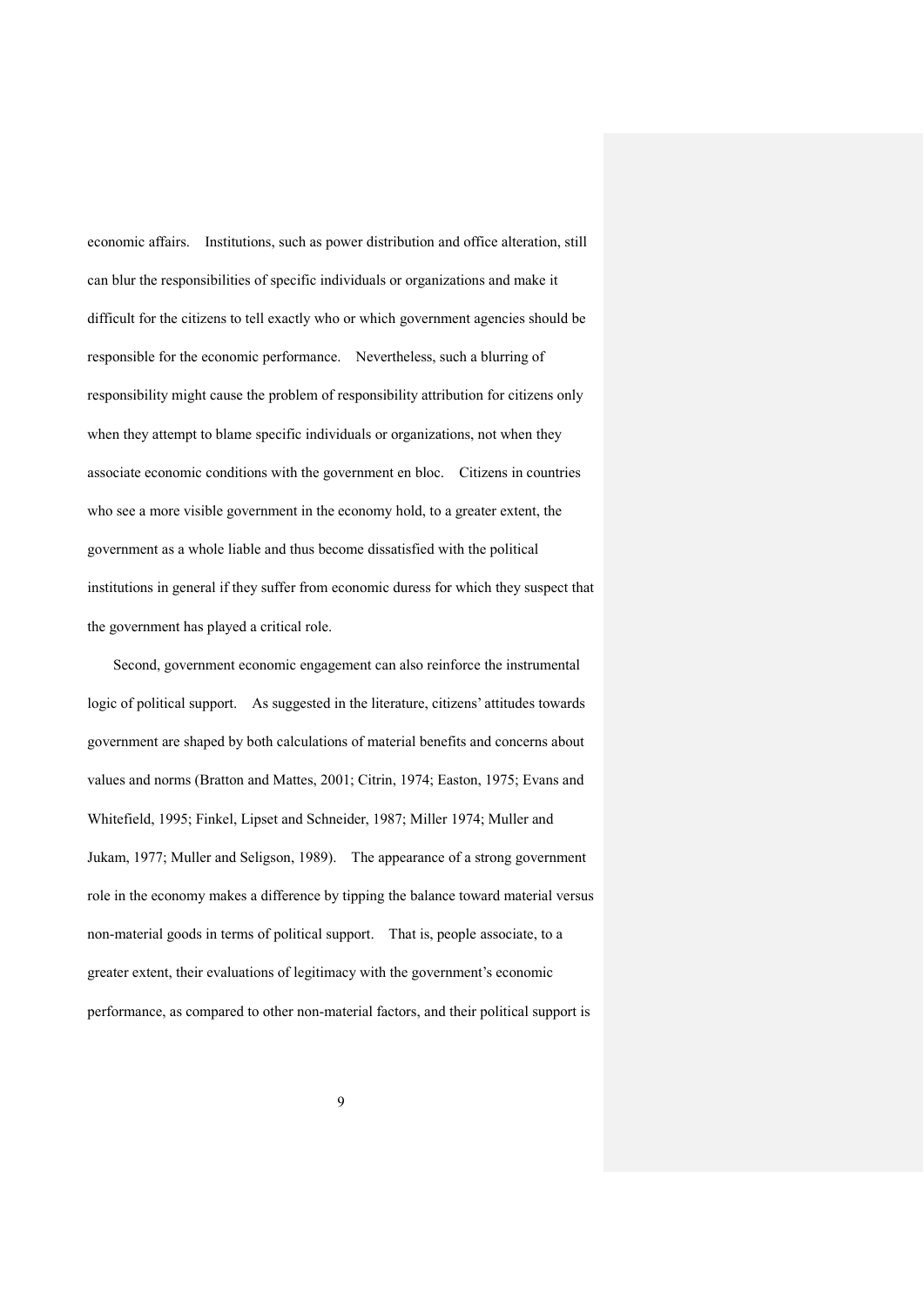economic affairs. Institutions, such as power distribution and office alteration, still can blur the responsibilities of specific individuals or organizations and make it difficult for the citizens to tell exactly who or which government agencies should be responsible for the economic performance. Nevertheless, such a blurring of responsibility might cause the problem of responsibility attribution for citizens only when they attempt to blame specific individuals or organizations, not when they associate economic conditions with the government en bloc. Citizens in countries who see a more visible government in the economy hold, to a greater extent, the government as a whole liable and thus become dissatisfied with the political institutions in general if they suffer from economic duress for which they suspect that the government has played a critical role.

Second, government economic engagement can also reinforce the instrumental logic of political support. As suggested in the literature, citizens' attitudes towards government are shaped by both calculations of material benefits and concerns about values and norms (Bratton and Mattes, 2001; Citrin, 1974; Easton, 1975; Evans and Whitefield, 1995; Finkel, Lipset and Schneider, 1987; Miller 1974; Muller and Jukam, 1977; Muller and Seligson, 1989). The appearance of a strong government role in the economy makes a difference by tipping the balance toward material versus non-material goods in terms of political support. That is, people associate, to a greater extent, their evaluations of legitimacy with the government's economic performance, as compared to other non-material factors, and their political support is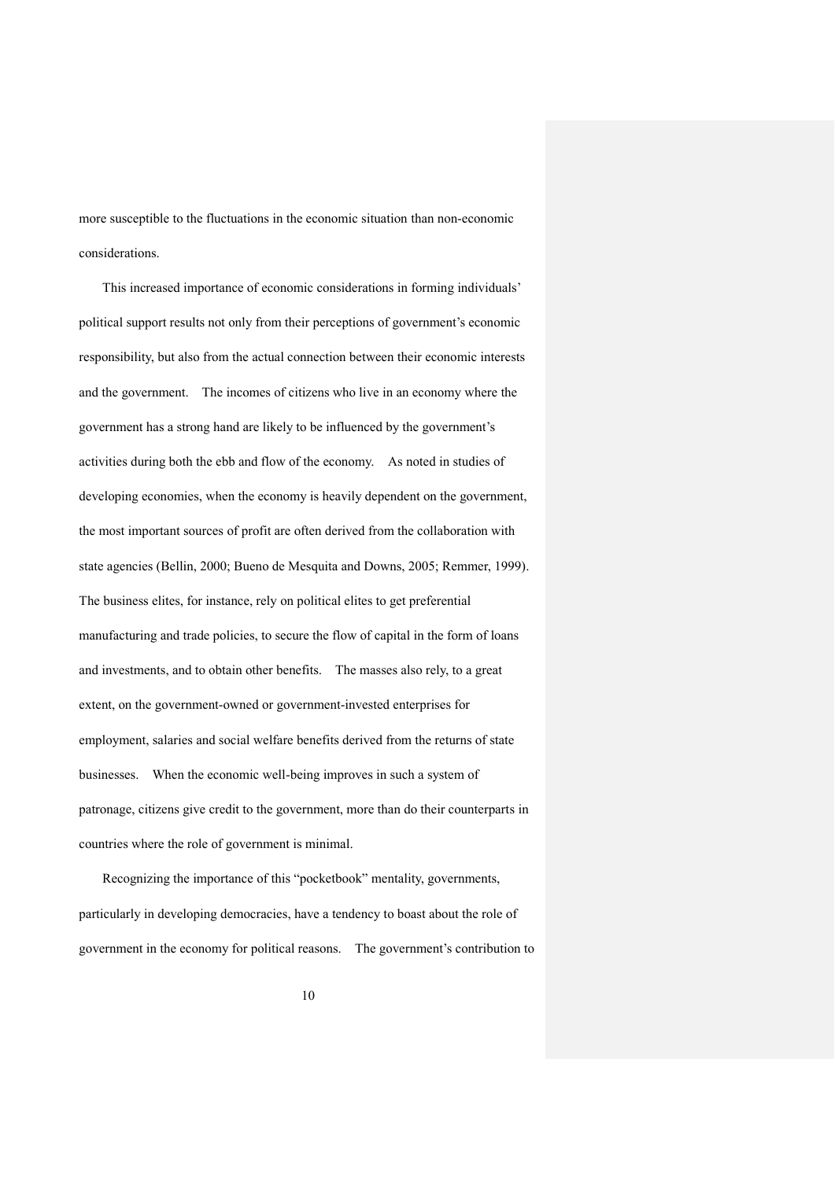more susceptible to the fluctuations in the economic situation than non-economic considerations.

This increased importance of economic considerations in forming individuals' political support results not only from their perceptions of government's economic responsibility, but also from the actual connection between their economic interests and the government. The incomes of citizens who live in an economy where the government has a strong hand are likely to be influenced by the government's activities during both the ebb and flow of the economy. As noted in studies of developing economies, when the economy is heavily dependent on the government, the most important sources of profit are often derived from the collaboration with state agencies (Bellin, 2000; Bueno de Mesquita and Downs, 2005; Remmer, 1999). The business elites, for instance, rely on political elites to get preferential manufacturing and trade policies, to secure the flow of capital in the form of loans and investments, and to obtain other benefits. The masses also rely, to a great extent, on the government-owned or government-invested enterprises for employment, salaries and social welfare benefits derived from the returns of state businesses. When the economic well-being improves in such a system of patronage, citizens give credit to the government, more than do their counterparts in countries where the role of government is minimal.

Recognizing the importance of this "pocketbook" mentality, governments, particularly in developing democracies, have a tendency to boast about the role of government in the economy for political reasons. The government's contribution to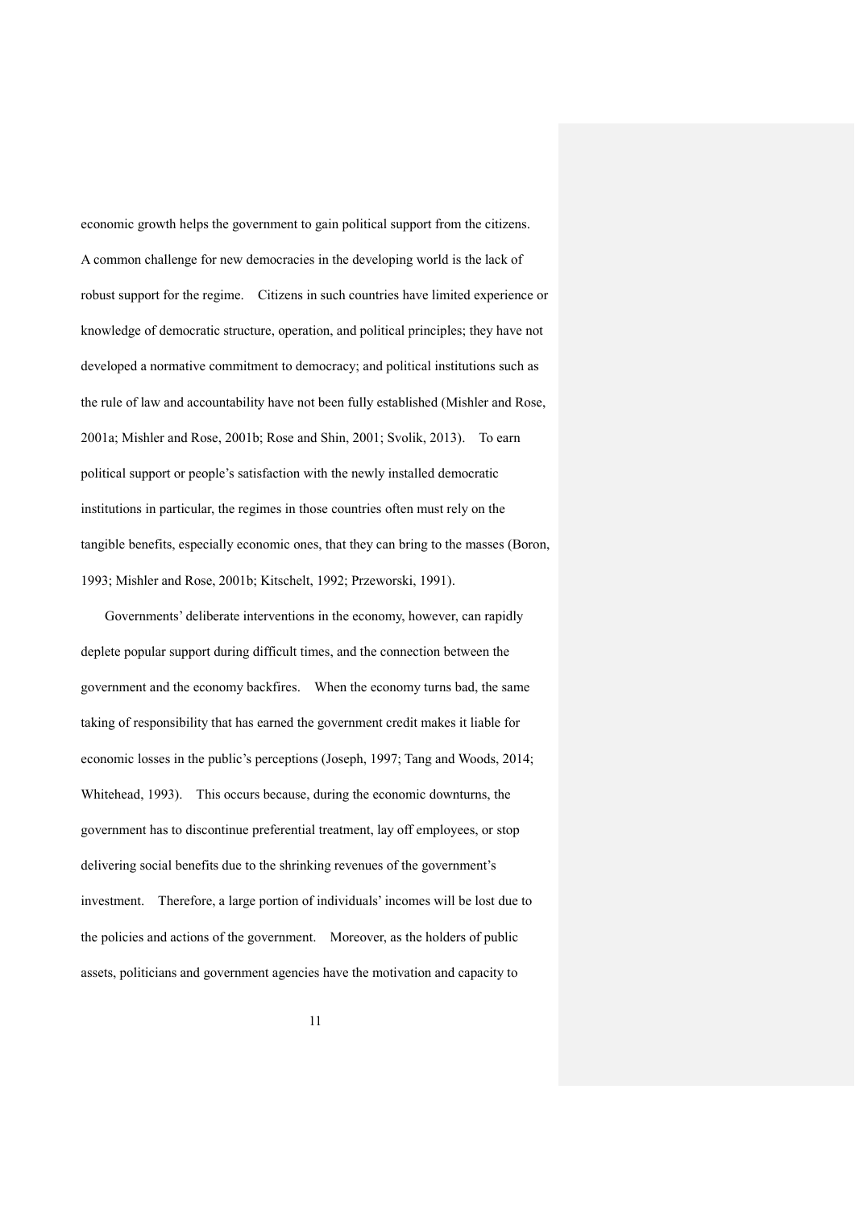economic growth helps the government to gain political support from the citizens. A common challenge for new democracies in the developing world is the lack of robust support for the regime. Citizens in such countries have limited experience or knowledge of democratic structure, operation, and political principles; they have not developed a normative commitment to democracy; and political institutions such as the rule of law and accountability have not been fully established (Mishler and Rose, 2001a; Mishler and Rose, 2001b; Rose and Shin, 2001; Svolik, 2013). To earn political support or people's satisfaction with the newly installed democratic institutions in particular, the regimes in those countries often must rely on the tangible benefits, especially economic ones, that they can bring to the masses (Boron, 1993; Mishler and Rose, 2001b; Kitschelt, 1992; Przeworski, 1991).

Governments' deliberate interventions in the economy, however, can rapidly deplete popular support during difficult times, and the connection between the government and the economy backfires. When the economy turns bad, the same taking of responsibility that has earned the government credit makes it liable for economic losses in the public's perceptions (Joseph, 1997; Tang and Woods, 2014; Whitehead, 1993). This occurs because, during the economic downturns, the government has to discontinue preferential treatment, lay off employees, or stop delivering social benefits due to the shrinking revenues of the government's investment. Therefore, a large portion of individuals' incomes will be lost due to the policies and actions of the government. Moreover, as the holders of public assets, politicians and government agencies have the motivation and capacity to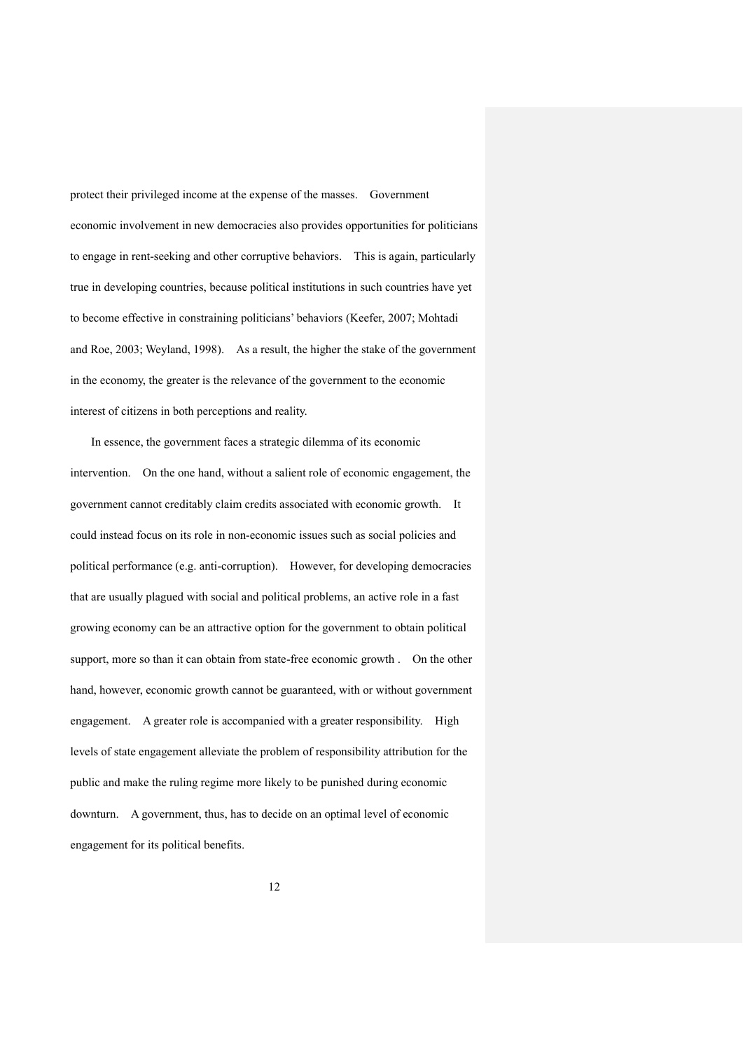protect their privileged income at the expense of the masses. Government economic involvement in new democracies also provides opportunities for politicians to engage in rent-seeking and other corruptive behaviors. This is again, particularly true in developing countries, because political institutions in such countries have yet to become effective in constraining politicians' behaviors (Keefer, 2007; Mohtadi and Roe, 2003; Weyland, 1998). As a result, the higher the stake of the government in the economy, the greater is the relevance of the government to the economic interest of citizens in both perceptions and reality.

In essence, the government faces a strategic dilemma of its economic intervention. On the one hand, without a salient role of economic engagement, the government cannot creditably claim credits associated with economic growth. It could instead focus on its role in non-economic issues such as social policies and political performance (e.g. anti-corruption). However, for developing democracies that are usually plagued with social and political problems, an active role in a fast growing economy can be an attractive option for the government to obtain political support, more so than it can obtain from state-free economic growth . On the other hand, however, economic growth cannot be guaranteed, with or without government engagement. A greater role is accompanied with a greater responsibility. High levels of state engagement alleviate the problem of responsibility attribution for the public and make the ruling regime more likely to be punished during economic downturn. A government, thus, has to decide on an optimal level of economic engagement for its political benefits.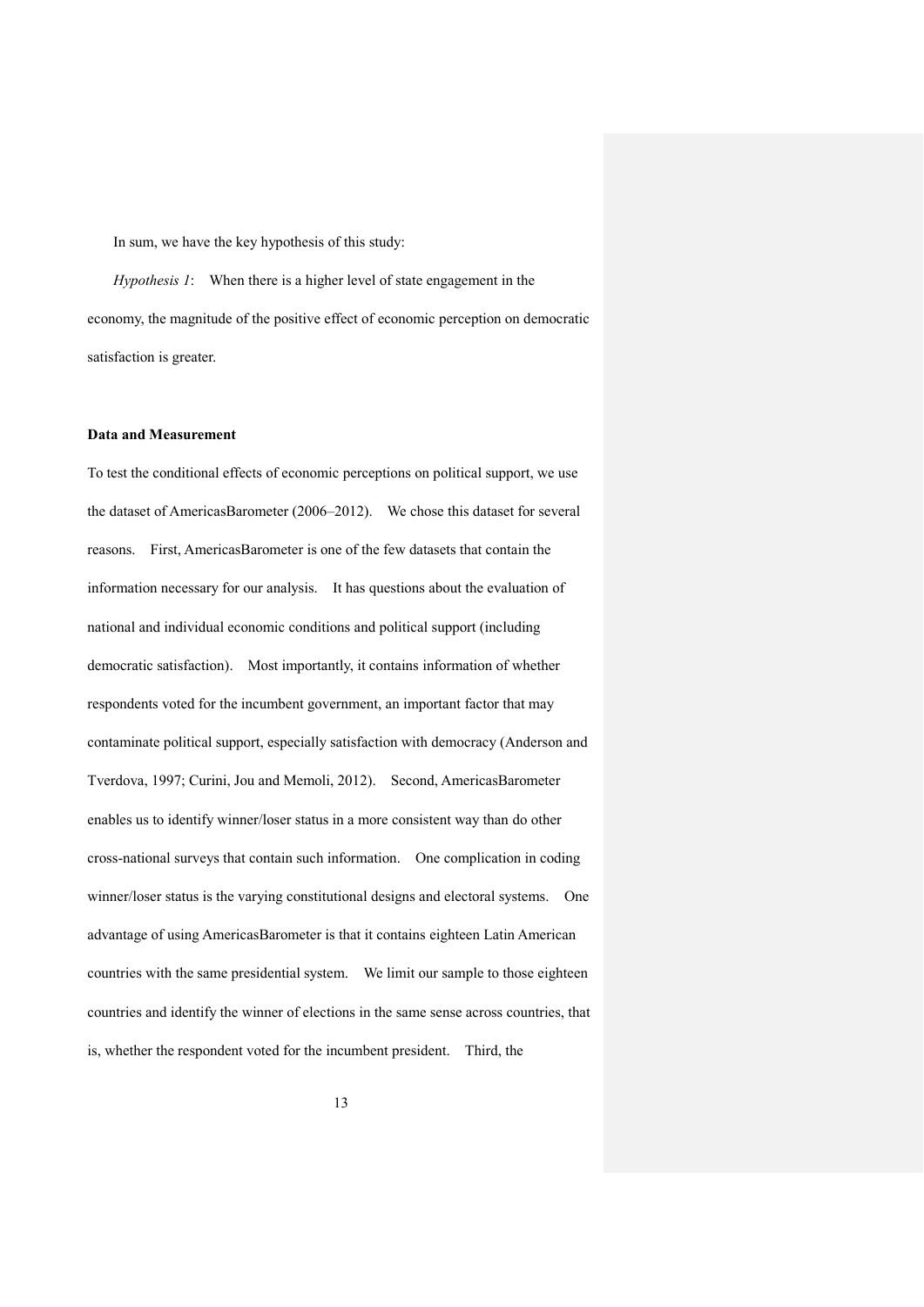In sum, we have the key hypothesis of this study:

*Hypothesis 1*: When there is a higher level of state engagement in the economy, the magnitude of the positive effect of economic perception on democratic satisfaction is greater.

**Data and Measurement**

To test the conditional effects of economic perceptions on political support, we use the dataset of AmericasBarometer (2006–2012). We chose this dataset for several reasons. First, AmericasBarometer is one of the few datasets that contain the information necessary for our analysis. It has questions about the evaluation of national and individual economic conditions and political support (including democratic satisfaction). Most importantly, it contains information of whether respondents voted for the incumbent government, an important factor that may contaminate political support, especially satisfaction with democracy (Anderson and Tverdova, 1997; Curini, Jou and Memoli, 2012). Second, AmericasBarometer enables us to identify winner/loser status in a more consistent way than do other cross-national surveys that contain such information. One complication in coding winner/loser status is the varying constitutional designs and electoral systems. One advantage of using AmericasBarometer is that it contains eighteen Latin American countries with the same presidential system. We limit our sample to those eighteen countries and identify the winner of elections in the same sense across countries, that is, whether the respondent voted for the incumbent president. Third, the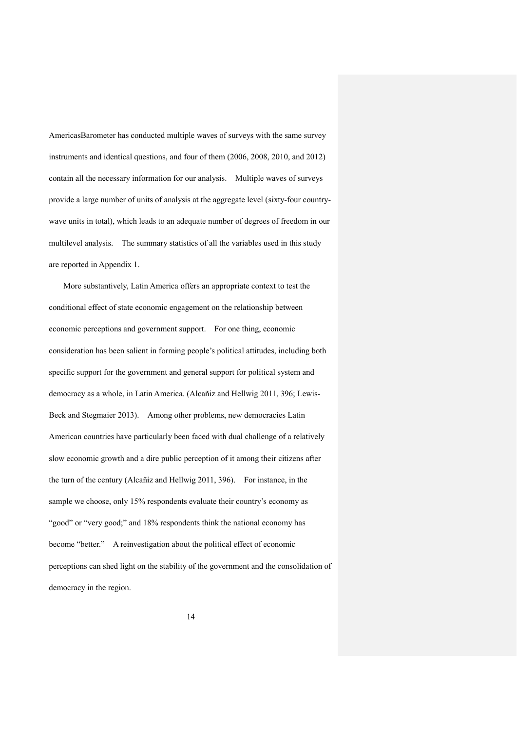AmericasBarometer has conducted multiple waves of surveys with the same survey instruments and identical questions, and four of them (2006, 2008, 2010, and 2012) contain all the necessary information for our analysis. Multiple waves of surveys provide a large number of units of analysis at the aggregate level (sixty-four country-wave units in total), which leads to an adequate number of degrees of freedom in our multilevel analysis. The summary statistics of all the variables used in this study are reported in Appendix 1.

More substantively, Latin America offers an appropriate context to test the conditional effect of state economic engagement on the relationship between economic perceptions and government support. For one thing, economic consideration has been salient in forming people's political attitudes, including both specific support for the government and general support for political system and democracy as a whole, in Latin America. (Alcañiz and Hellwig 2011, 396; Lewis-Beck and Stegmaier 2013). Among other problems, new democracies Latin American countries have particularly been faced with dual challenge of a relatively slow economic growth and a dire public perception of it among their citizens after the turn of the century (Alcañiz and Hellwig 2011, 396). For instance, in the sample we choose, only 15% respondents evaluate their country's economy as "good" or "very good;" and 18% respondents think the national economy has become "better." A reinvestigation about the political effect of economic perceptions can shed light on the stability of the government and the consolidation of democracy in the region.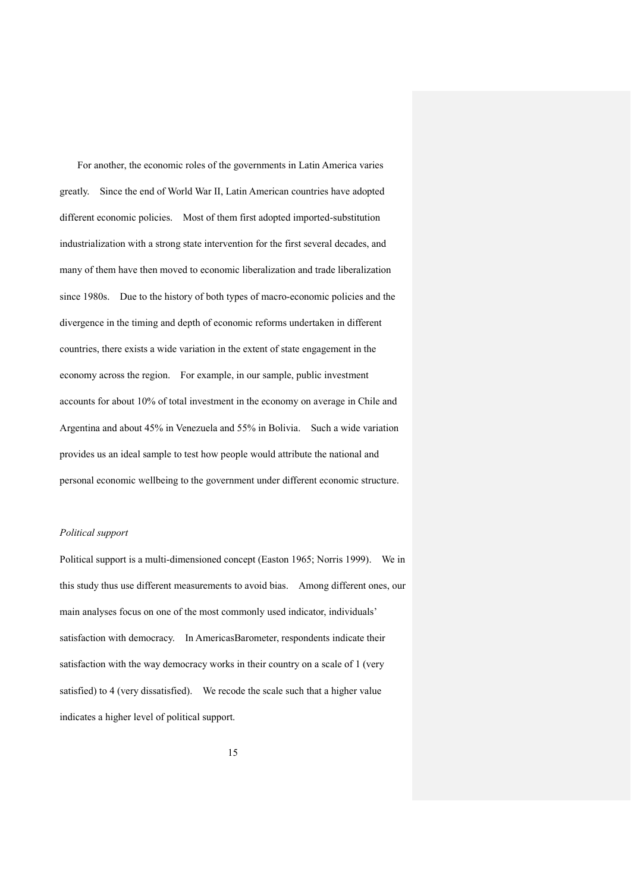For another, the economic roles of the governments in Latin America varies greatly. Since the end of World War II, Latin American countries have adopted different economic policies. Most of them first adopted imported-substitution industrialization with a strong state intervention for the first several decades, and many of them have then moved to economic liberalization and trade liberalization since 1980s. Due to the history of both types of macro-economic policies and the divergence in the timing and depth of economic reforms undertaken in different countries, there exists a wide variation in the extent of state engagement in the economy across the region. For example, in our sample, public investment accounts for about 10% of total investment in the economy on average in Chile and Argentina and about 45% in Venezuela and 55% in Bolivia. Such a wide variation provides us an ideal sample to test how people would attribute the national and personal economic wellbeing to the government under different economic structure.

*Political support*

Political support is a multi-dimensioned concept (Easton 1965; Norris 1999). We in this study thus use different measurements to avoid bias. Among different ones, our main analyses focus on one of the most commonly used indicator, individuals' satisfaction with democracy. In AmericasBarometer, respondents indicate their satisfaction with the way democracy works in their country on a scale of 1 (very satisfied) to 4 (very dissatisfied). We recode the scale such that a higher value indicates a higher level of political support.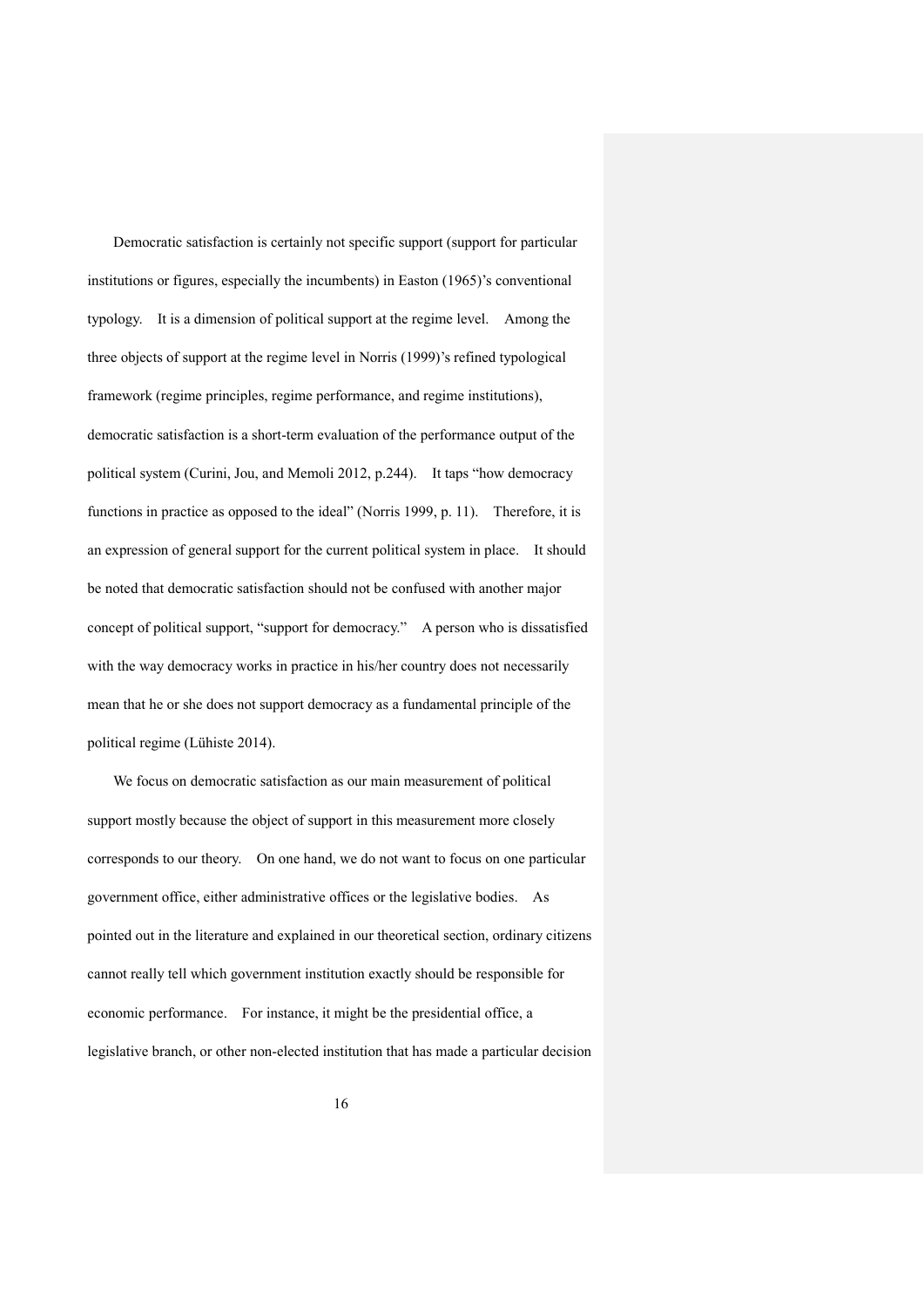Democratic satisfaction is certainly not specific support (support for particular institutions or figures, especially the incumbents) in Easton (1965)'s conventional typology. It is a dimension of political support at the regime level. Among the three objects of support at the regime level in Norris (1999)'s refined typological framework (regime principles, regime performance, and regime institutions), democratic satisfaction is a short-term evaluation of the performance output of the political system (Curini, Jou, and Memoli 2012, p.244). It taps "how democracy functions in practice as opposed to the ideal" (Norris 1999, p. 11). Therefore, it is an expression of general support for the current political system in place. It should be noted that democratic satisfaction should not be confused with another major concept of political support, "support for democracy." A person who is dissatisfied with the way democracy works in practice in his/her country does not necessarily mean that he or she does not support democracy as a fundamental principle of the political regime (Lühiste 2014).

We focus on democratic satisfaction as our main measurement of political support mostly because the object of support in this measurement more closely corresponds to our theory. On one hand, we do not want to focus on one particular government office, either administrative offices or the legislative bodies. As pointed out in the literature and explained in our theoretical section, ordinary citizens cannot really tell which government institution exactly should be responsible for economic performance. For instance, it might be the presidential office, a legislative branch, or other non-elected institution that has made a particular decision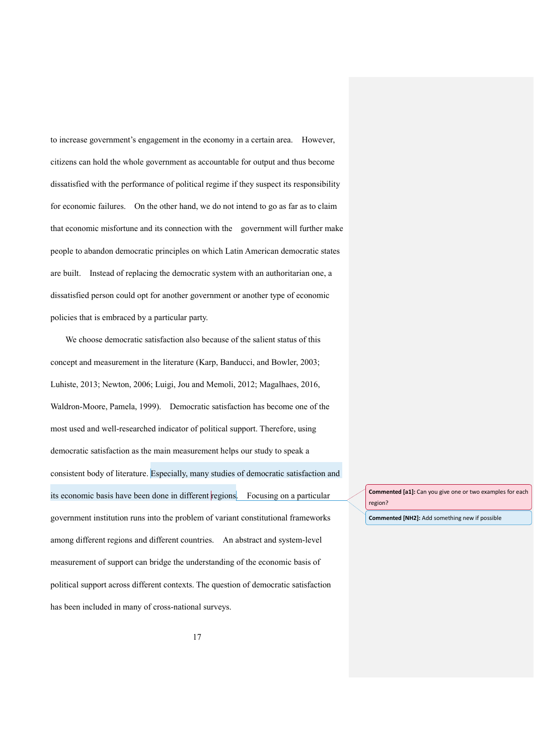to increase government's engagement in the economy in a certain area. However, citizens can hold the whole government as accountable for output and thus become dissatisfied with the performance of political regime if they suspect its responsibility for economic failures. On the other hand, we do not intend to go as far as to claim that economic misfortune and its connection with the government will further make people to abandon democratic principles on which Latin American democratic states are built. Instead of replacing the democratic system with an authoritarian one, a dissatisfied person could opt for another government or another type of economic policies that is embraced by a particular party.

We choose democratic satisfaction also because of the salient status of this concept and measurement in the literature (Karp, Banducci, and Bowler, 2003; Luhiste, 2013; Newton, 2006; Luigi, Jou and Memoli, 2012; Magalhaes, 2016, Waldron-Moore, Pamela, 1999). Democratic satisfaction has become one of the most used and well-researched indicator of political support. Therefore, using democratic satisfaction as the main measurement helps our study to speak a consistent body of literature. Especially, many studies of democratic satisfaction and its economic basis have been done in different regions. Focusing on a particular government institution runs into the problem of variant constitutional frameworks among different regions and different countries. An abstract and system-level measurement of support can bridge the understanding of the economic basis of political support across different contexts. The question of democratic satisfaction has been included in many of cross-national surveys.

**Commented [a1]:** Can you give one or two examples for each region?

**Commented [NH2]:** Add something new if possible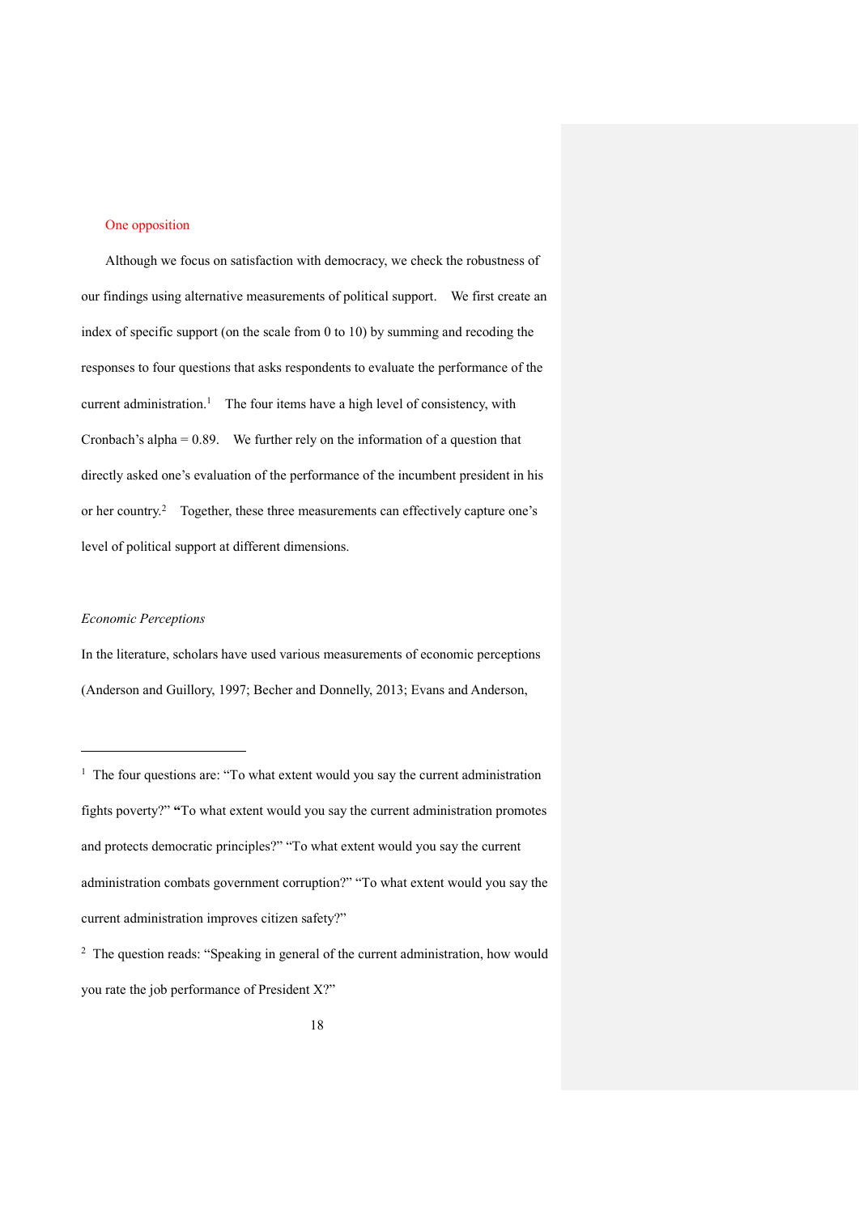One opposition

Although we focus on satisfaction with democracy, we check the robustness of our findings using alternative measurements of political support. We first create an index of specific support (on the scale from 0 to 10) by summing and recoding the responses to four questions that asks respondents to evaluate the performance of the current administration.[1] The four items have a high level of consistency, with Cronbach's alpha = 0.89. We further rely on the information of a question that directly asked one's evaluation of the performance of the incumbent president in his or her country.[2] Together, these three measurements can effectively capture one's level of political support at different dimensions.

*Economic Perceptions*

In the literature, scholars have used various measurements of economic perceptions (Anderson and Guillory, 1997; Becher and Donnelly, 2013; Evans and Anderson,

---

[1] The four questions are: "To what extent would you say the current administration fights poverty?" **"**To what extent would you say the current administration promotes and protects democratic principles?" "To what extent would you say the current administration combats government corruption?" "To what extent would you say the current administration improves citizen safety?"

[2] The question reads: "Speaking in general of the current administration, how would you rate the job performance of President X?"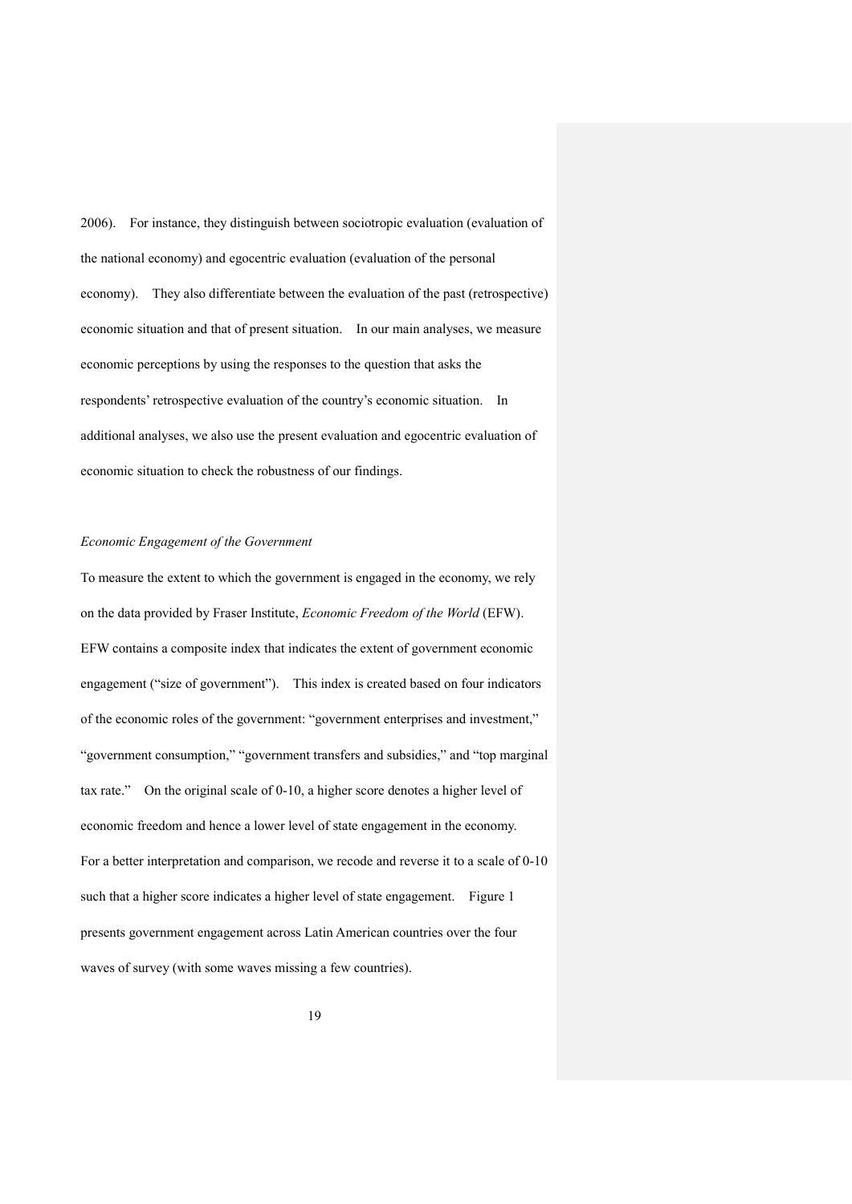2006). For instance, they distinguish between sociotropic evaluation (evaluation of the national economy) and egocentric evaluation (evaluation of the personal economy). They also differentiate between the evaluation of the past (retrospective) economic situation and that of present situation. In our main analyses, we measure economic perceptions by using the responses to the question that asks the respondents' retrospective evaluation of the country's economic situation. In additional analyses, we also use the present evaluation and egocentric evaluation of economic situation to check the robustness of our findings.

*Economic Engagement of the Government*

To measure the extent to which the government is engaged in the economy, we rely on the data provided by Fraser Institute, *Economic Freedom of the World* (EFW). EFW contains a composite index that indicates the extent of government economic engagement ("size of government"). This index is created based on four indicators of the economic roles of the government: "government enterprises and investment," "government consumption," "government transfers and subsidies," and "top marginal tax rate." On the original scale of 0-10, a higher score denotes a higher level of economic freedom and hence a lower level of state engagement in the economy. For a better interpretation and comparison, we recode and reverse it to a scale of 0-10 such that a higher score indicates a higher level of state engagement. Figure 1 presents government engagement across Latin American countries over the four waves of survey (with some waves missing a few countries).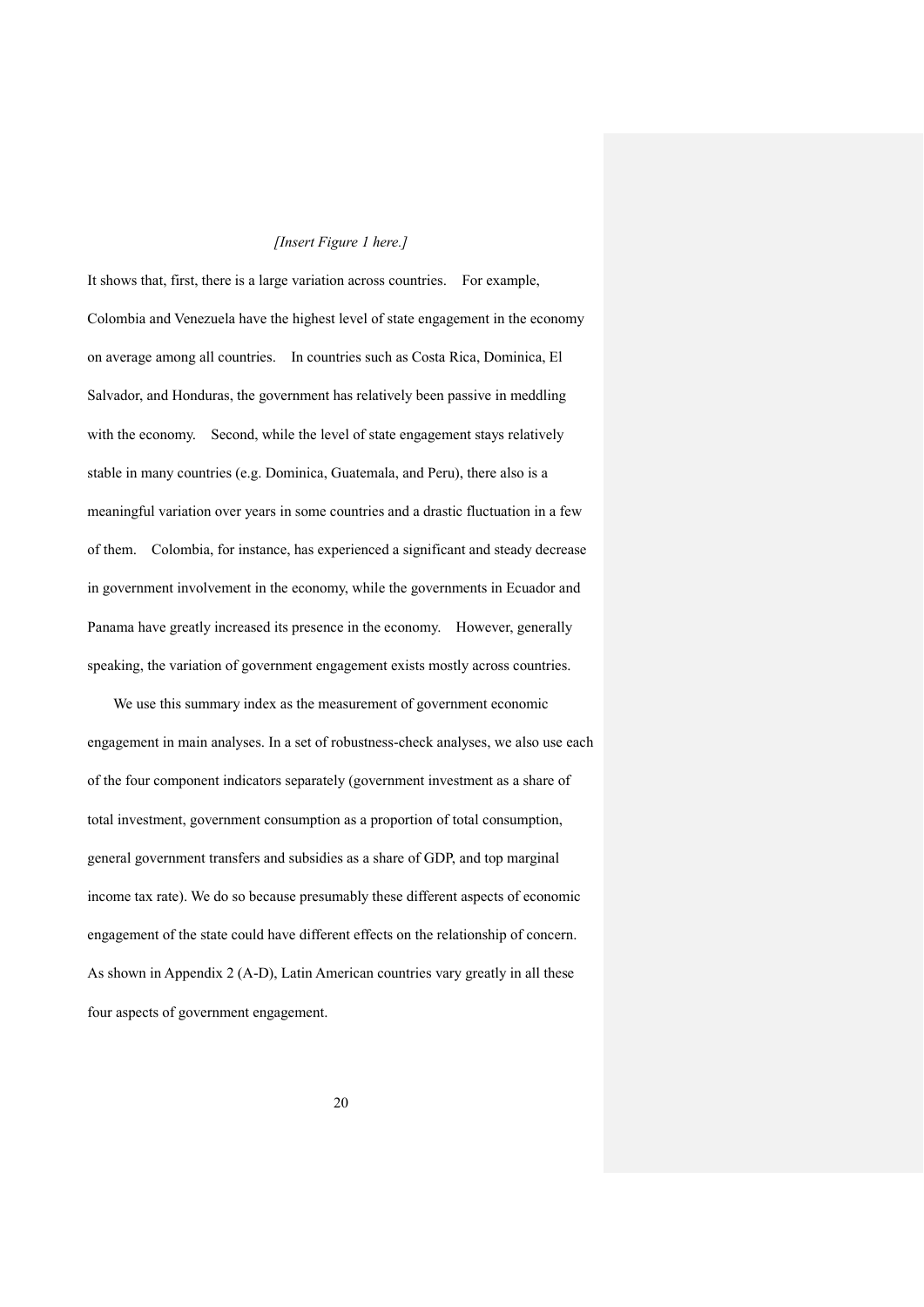*[Insert Figure 1 here.]*

It shows that, first, there is a large variation across countries. For example, Colombia and Venezuela have the highest level of state engagement in the economy on average among all countries. In countries such as Costa Rica, Dominica, El Salvador, and Honduras, the government has relatively been passive in meddling with the economy. Second, while the level of state engagement stays relatively stable in many countries (e.g. Dominica, Guatemala, and Peru), there also is a meaningful variation over years in some countries and a drastic fluctuation in a few of them. Colombia, for instance, has experienced a significant and steady decrease in government involvement in the economy, while the governments in Ecuador and Panama have greatly increased its presence in the economy. However, generally speaking, the variation of government engagement exists mostly across countries.

We use this summary index as the measurement of government economic engagement in main analyses. In a set of robustness-check analyses, we also use each of the four component indicators separately (government investment as a share of total investment, government consumption as a proportion of total consumption, general government transfers and subsidies as a share of GDP, and top marginal income tax rate). We do so because presumably these different aspects of economic engagement of the state could have different effects on the relationship of concern. As shown in Appendix 2 (A-D), Latin American countries vary greatly in all these four aspects of government engagement.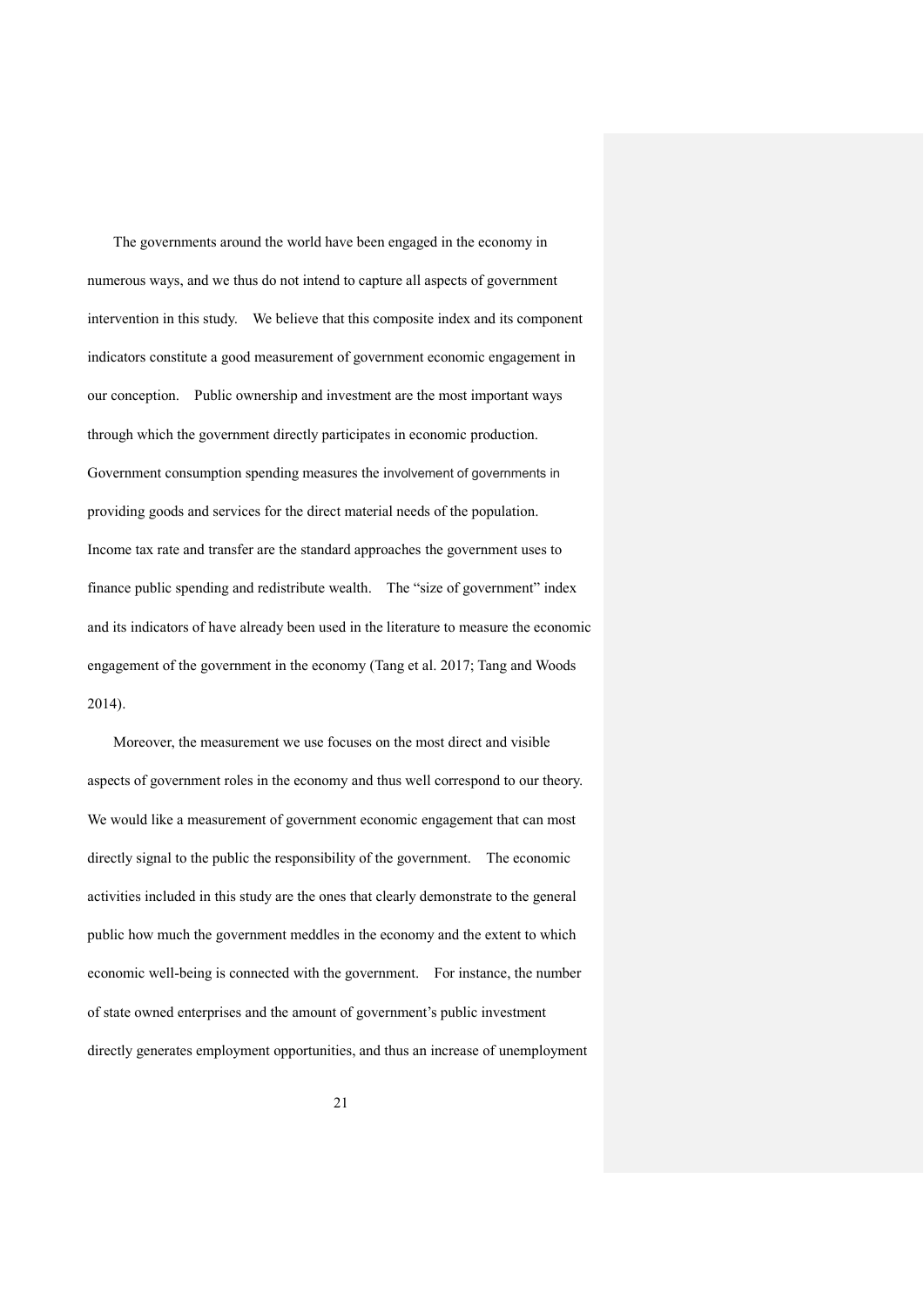The governments around the world have been engaged in the economy in numerous ways, and we thus do not intend to capture all aspects of government intervention in this study. We believe that this composite index and its component indicators constitute a good measurement of government economic engagement in our conception. Public ownership and investment are the most important ways through which the government directly participates in economic production. Government consumption spending measures the involvement of governments in providing goods and services for the direct material needs of the population. Income tax rate and transfer are the standard approaches the government uses to finance public spending and redistribute wealth. The "size of government" index and its indicators of have already been used in the literature to measure the economic engagement of the government in the economy (Tang et al. 2017; Tang and Woods 2014).

Moreover, the measurement we use focuses on the most direct and visible aspects of government roles in the economy and thus well correspond to our theory. We would like a measurement of government economic engagement that can most directly signal to the public the responsibility of the government. The economic activities included in this study are the ones that clearly demonstrate to the general public how much the government meddles in the economy and the extent to which economic well-being is connected with the government. For instance, the number of state owned enterprises and the amount of government's public investment directly generates employment opportunities, and thus an increase of unemployment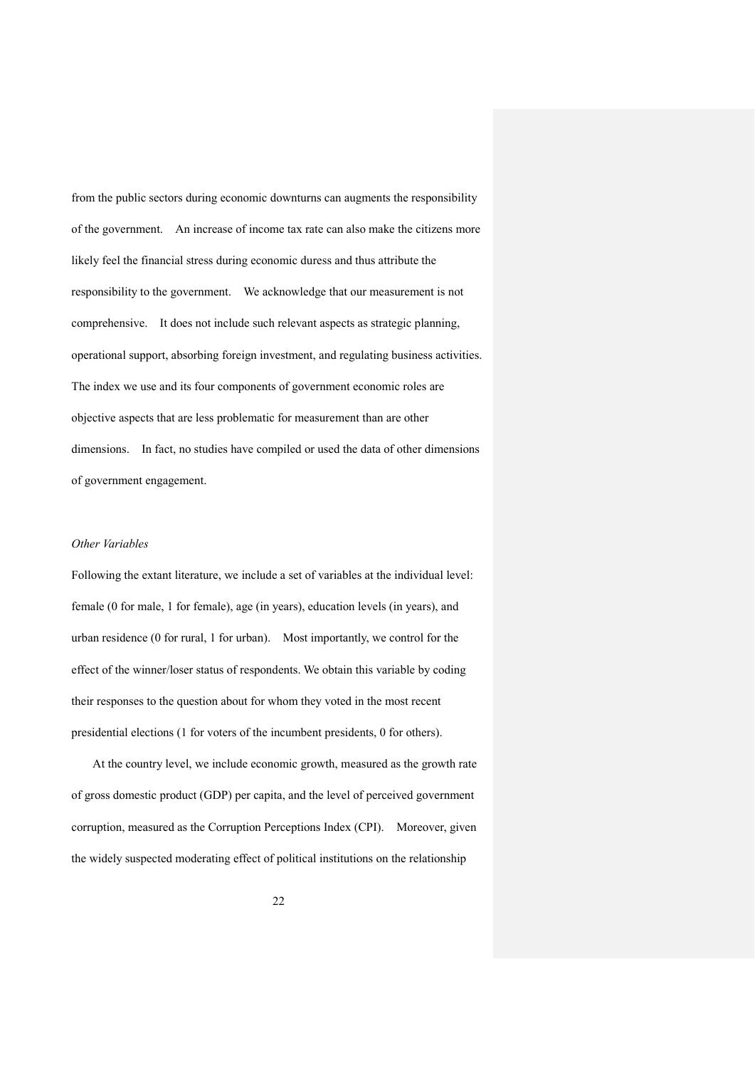from the public sectors during economic downturns can augments the responsibility of the government. An increase of income tax rate can also make the citizens more likely feel the financial stress during economic duress and thus attribute the responsibility to the government. We acknowledge that our measurement is not comprehensive. It does not include such relevant aspects as strategic planning, operational support, absorbing foreign investment, and regulating business activities. The index we use and its four components of government economic roles are objective aspects that are less problematic for measurement than are other dimensions. In fact, no studies have compiled or used the data of other dimensions of government engagement.

*Other Variables*

Following the extant literature, we include a set of variables at the individual level: female (0 for male, 1 for female), age (in years), education levels (in years), and urban residence (0 for rural, 1 for urban). Most importantly, we control for the effect of the winner/loser status of respondents. We obtain this variable by coding their responses to the question about for whom they voted in the most recent presidential elections (1 for voters of the incumbent presidents, 0 for others).

At the country level, we include economic growth, measured as the growth rate of gross domestic product (GDP) per capita, and the level of perceived government corruption, measured as the Corruption Perceptions Index (CPI). Moreover, given the widely suspected moderating effect of political institutions on the relationship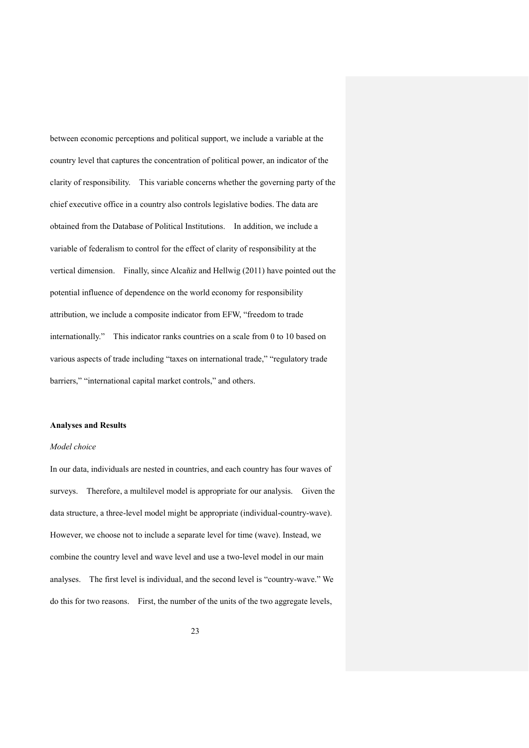between economic perceptions and political support, we include a variable at the country level that captures the concentration of political power, an indicator of the clarity of responsibility. This variable concerns whether the governing party of the chief executive office in a country also controls legislative bodies. The data are obtained from the Database of Political Institutions. In addition, we include a variable of federalism to control for the effect of clarity of responsibility at the vertical dimension. Finally, since Alcañiz and Hellwig (2011) have pointed out the potential influence of dependence on the world economy for responsibility attribution, we include a composite indicator from EFW, "freedom to trade internationally." This indicator ranks countries on a scale from 0 to 10 based on various aspects of trade including "taxes on international trade," "regulatory trade barriers," "international capital market controls," and others.

## Analyses and Results

### *Model choice*

In our data, individuals are nested in countries, and each country has four waves of surveys. Therefore, a multilevel model is appropriate for our analysis. Given the data structure, a three-level model might be appropriate (individual-country-wave). However, we choose not to include a separate level for time (wave). Instead, we combine the country level and wave level and use a two-level model in our main analyses. The first level is individual, and the second level is "country-wave." We do this for two reasons. First, the number of the units of the two aggregate levels,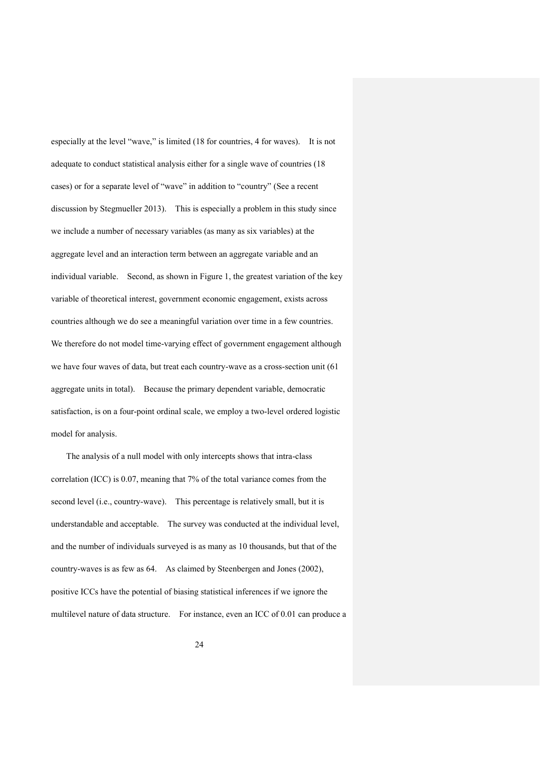especially at the level "wave," is limited (18 for countries, 4 for waves). It is not adequate to conduct statistical analysis either for a single wave of countries (18 cases) or for a separate level of "wave" in addition to "country" (See a recent discussion by Stegmueller 2013). This is especially a problem in this study since we include a number of necessary variables (as many as six variables) at the aggregate level and an interaction term between an aggregate variable and an individual variable. Second, as shown in Figure 1, the greatest variation of the key variable of theoretical interest, government economic engagement, exists across countries although we do see a meaningful variation over time in a few countries. We therefore do not model time-varying effect of government engagement although we have four waves of data, but treat each country-wave as a cross-section unit (61 aggregate units in total). Because the primary dependent variable, democratic satisfaction, is on a four-point ordinal scale, we employ a two-level ordered logistic model for analysis.

The analysis of a null model with only intercepts shows that intra-class correlation (ICC) is 0.07, meaning that 7% of the total variance comes from the second level (i.e., country-wave). This percentage is relatively small, but it is understandable and acceptable. The survey was conducted at the individual level, and the number of individuals surveyed is as many as 10 thousands, but that of the country-waves is as few as 64. As claimed by Steenbergen and Jones (2002), positive ICCs have the potential of biasing statistical inferences if we ignore the multilevel nature of data structure. For instance, even an ICC of 0.01 can produce a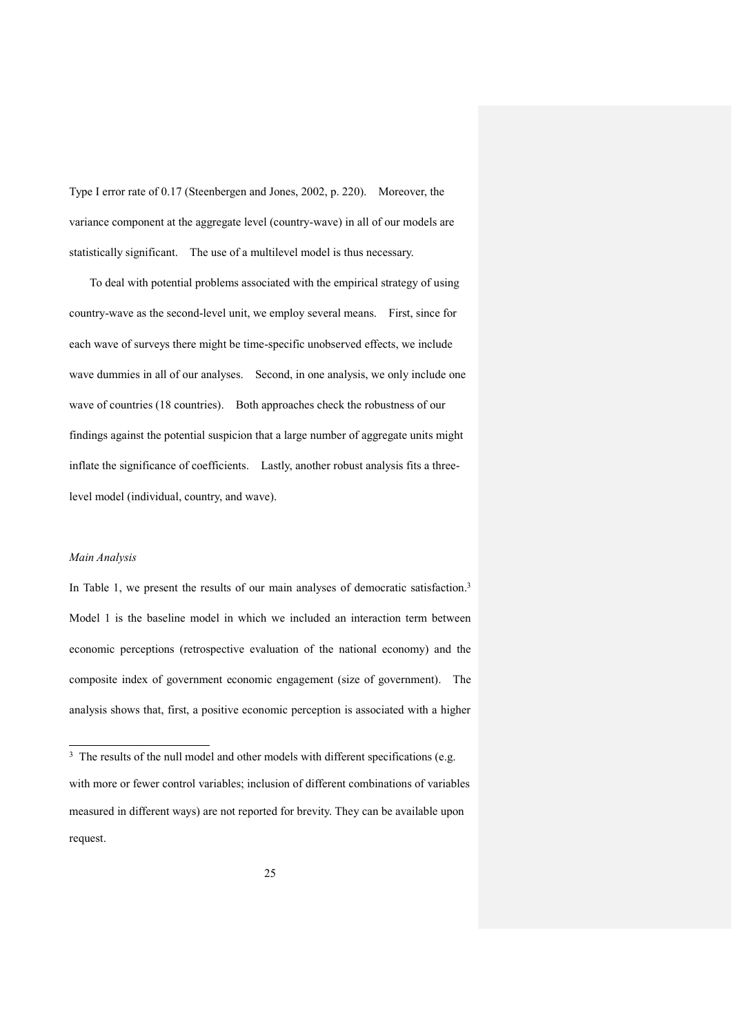Type I error rate of 0.17 (Steenbergen and Jones, 2002, p. 220). Moreover, the variance component at the aggregate level (country-wave) in all of our models are statistically significant. The use of a multilevel model is thus necessary.

To deal with potential problems associated with the empirical strategy of using country-wave as the second-level unit, we employ several means. First, since for each wave of surveys there might be time-specific unobserved effects, we include wave dummies in all of our analyses. Second, in one analysis, we only include one wave of countries (18 countries). Both approaches check the robustness of our findings against the potential suspicion that a large number of aggregate units might inflate the significance of coefficients. Lastly, another robust analysis fits a three-level model (individual, country, and wave).

*Main Analysis*

In Table 1, we present the results of our main analyses of democratic satisfaction.[3] Model 1 is the baseline model in which we included an interaction term between economic perceptions (retrospective evaluation of the national economy) and the composite index of government economic engagement (size of government). The analysis shows that, first, a positive economic perception is associated with a higher

[3] The results of the null model and other models with different specifications (e.g. with more or fewer control variables; inclusion of different combinations of variables measured in different ways) are not reported for brevity. They can be available upon request.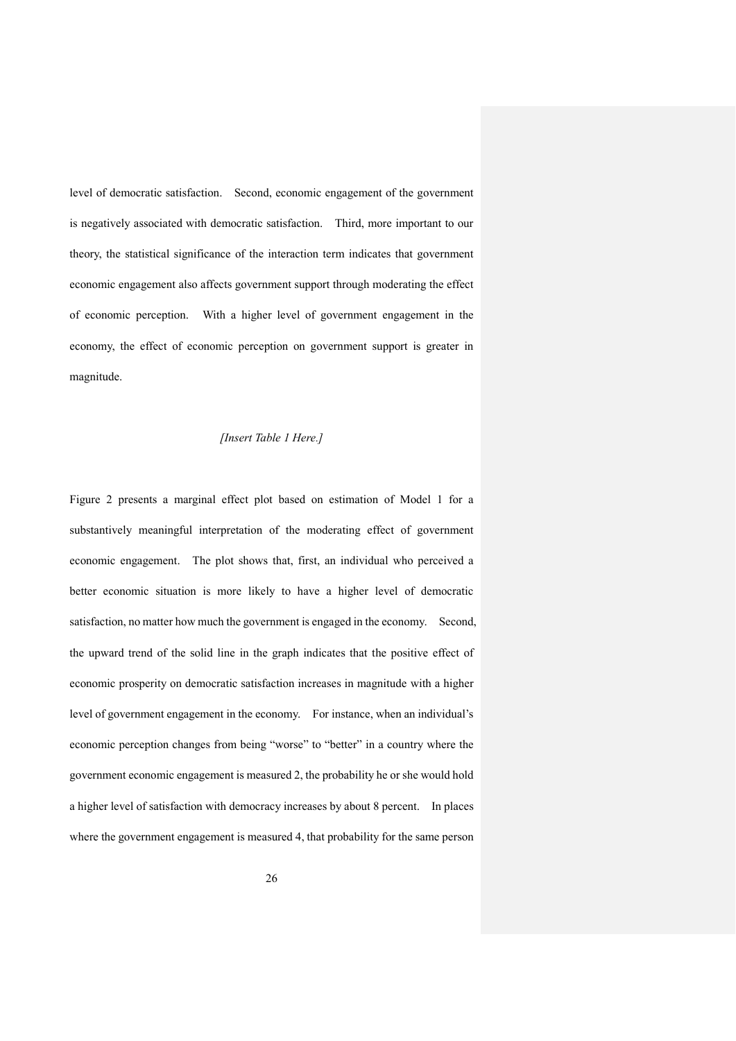level of democratic satisfaction. Second, economic engagement of the government is negatively associated with democratic satisfaction. Third, more important to our theory, the statistical significance of the interaction term indicates that government economic engagement also affects government support through moderating the effect of economic perception. With a higher level of government engagement in the economy, the effect of economic perception on government support is greater in magnitude.

*[Insert Table 1 Here.]*

Figure 2 presents a marginal effect plot based on estimation of Model 1 for a substantively meaningful interpretation of the moderating effect of government economic engagement. The plot shows that, first, an individual who perceived a better economic situation is more likely to have a higher level of democratic satisfaction, no matter how much the government is engaged in the economy. Second, the upward trend of the solid line in the graph indicates that the positive effect of economic prosperity on democratic satisfaction increases in magnitude with a higher level of government engagement in the economy. For instance, when an individual's economic perception changes from being "worse" to "better" in a country where the government economic engagement is measured 2, the probability he or she would hold a higher level of satisfaction with democracy increases by about 8 percent. In places where the government engagement is measured 4, that probability for the same person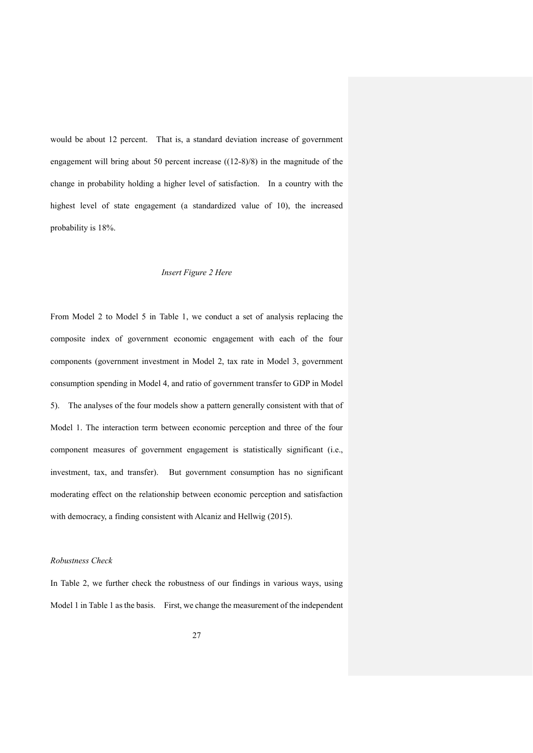would be about 12 percent. That is, a standard deviation increase of government engagement will bring about 50 percent increase ((12-8)/8) in the magnitude of the change in probability holding a higher level of satisfaction. In a country with the highest level of state engagement (a standardized value of 10), the increased probability is 18%.

*Insert Figure 2 Here*

From Model 2 to Model 5 in Table 1, we conduct a set of analysis replacing the composite index of government economic engagement with each of the four components (government investment in Model 2, tax rate in Model 3, government consumption spending in Model 4, and ratio of government transfer to GDP in Model 5). The analyses of the four models show a pattern generally consistent with that of Model 1. The interaction term between economic perception and three of the four component measures of government engagement is statistically significant (i.e., investment, tax, and transfer). But government consumption has no significant moderating effect on the relationship between economic perception and satisfaction with democracy, a finding consistent with Alcaniz and Hellwig (2015).

*Robustness Check*

In Table 2, we further check the robustness of our findings in various ways, using Model 1 in Table 1 as the basis. First, we change the measurement of the independent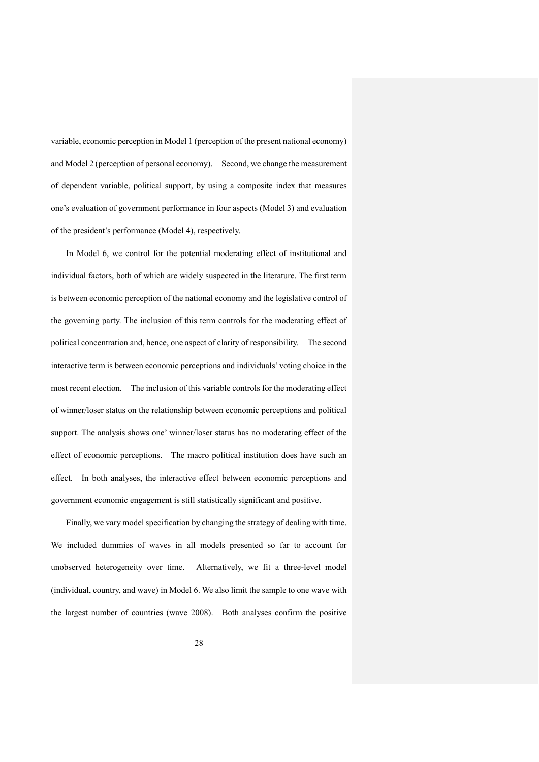variable, economic perception in Model 1 (perception of the present national economy) and Model 2 (perception of personal economy). Second, we change the measurement of dependent variable, political support, by using a composite index that measures one's evaluation of government performance in four aspects (Model 3) and evaluation of the president's performance (Model 4), respectively.

In Model 6, we control for the potential moderating effect of institutional and individual factors, both of which are widely suspected in the literature. The first term is between economic perception of the national economy and the legislative control of the governing party. The inclusion of this term controls for the moderating effect of political concentration and, hence, one aspect of clarity of responsibility. The second interactive term is between economic perceptions and individuals' voting choice in the most recent election. The inclusion of this variable controls for the moderating effect of winner/loser status on the relationship between economic perceptions and political support. The analysis shows one' winner/loser status has no moderating effect of the effect of economic perceptions. The macro political institution does have such an effect. In both analyses, the interactive effect between economic perceptions and government economic engagement is still statistically significant and positive.

Finally, we vary model specification by changing the strategy of dealing with time. We included dummies of waves in all models presented so far to account for unobserved heterogeneity over time. Alternatively, we fit a three-level model (individual, country, and wave) in Model 6. We also limit the sample to one wave with the largest number of countries (wave 2008). Both analyses confirm the positive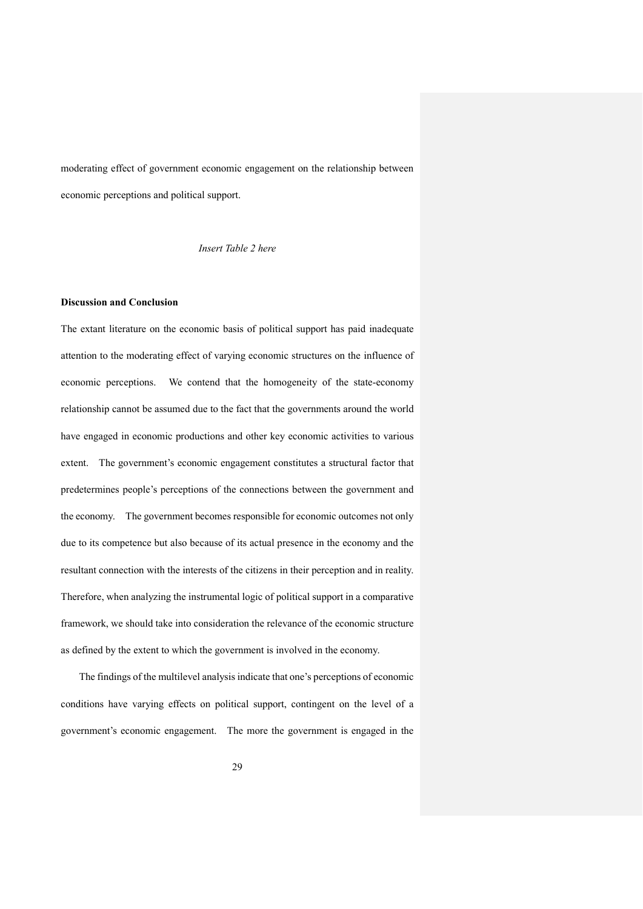moderating effect of government economic engagement on the relationship between economic perceptions and political support.

*Insert Table 2 here*

**Discussion and Conclusion**

The extant literature on the economic basis of political support has paid inadequate attention to the moderating effect of varying economic structures on the influence of economic perceptions. We contend that the homogeneity of the state-economy relationship cannot be assumed due to the fact that the governments around the world have engaged in economic productions and other key economic activities to various extent. The government's economic engagement constitutes a structural factor that predetermines people's perceptions of the connections between the government and the economy. The government becomes responsible for economic outcomes not only due to its competence but also because of its actual presence in the economy and the resultant connection with the interests of the citizens in their perception and in reality. Therefore, when analyzing the instrumental logic of political support in a comparative framework, we should take into consideration the relevance of the economic structure as defined by the extent to which the government is involved in the economy.

The findings of the multilevel analysis indicate that one's perceptions of economic conditions have varying effects on political support, contingent on the level of a government's economic engagement. The more the government is engaged in the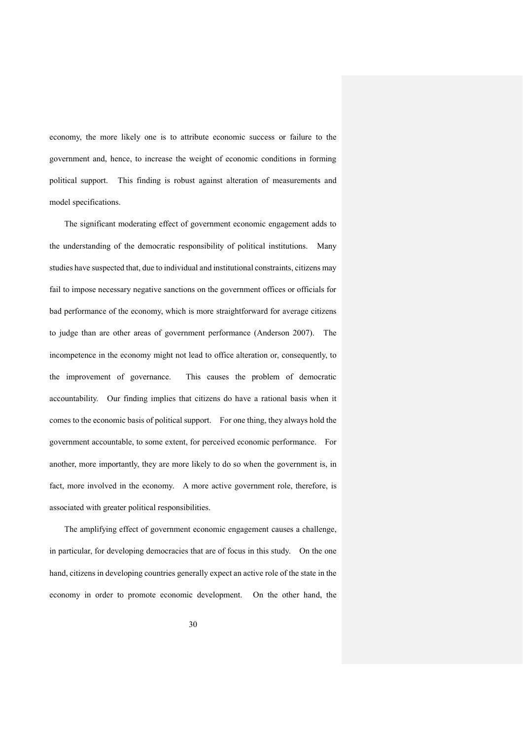economy, the more likely one is to attribute economic success or failure to the government and, hence, to increase the weight of economic conditions in forming political support. This finding is robust against alteration of measurements and model specifications.

The significant moderating effect of government economic engagement adds to the understanding of the democratic responsibility of political institutions. Many studies have suspected that, due to individual and institutional constraints, citizens may fail to impose necessary negative sanctions on the government offices or officials for bad performance of the economy, which is more straightforward for average citizens to judge than are other areas of government performance (Anderson 2007). The incompetence in the economy might not lead to office alteration or, consequently, to the improvement of governance. This causes the problem of democratic accountability. Our finding implies that citizens do have a rational basis when it comes to the economic basis of political support. For one thing, they always hold the government accountable, to some extent, for perceived economic performance. For another, more importantly, they are more likely to do so when the government is, in fact, more involved in the economy. A more active government role, therefore, is associated with greater political responsibilities.

The amplifying effect of government economic engagement causes a challenge, in particular, for developing democracies that are of focus in this study. On the one hand, citizens in developing countries generally expect an active role of the state in the economy in order to promote economic development. On the other hand, the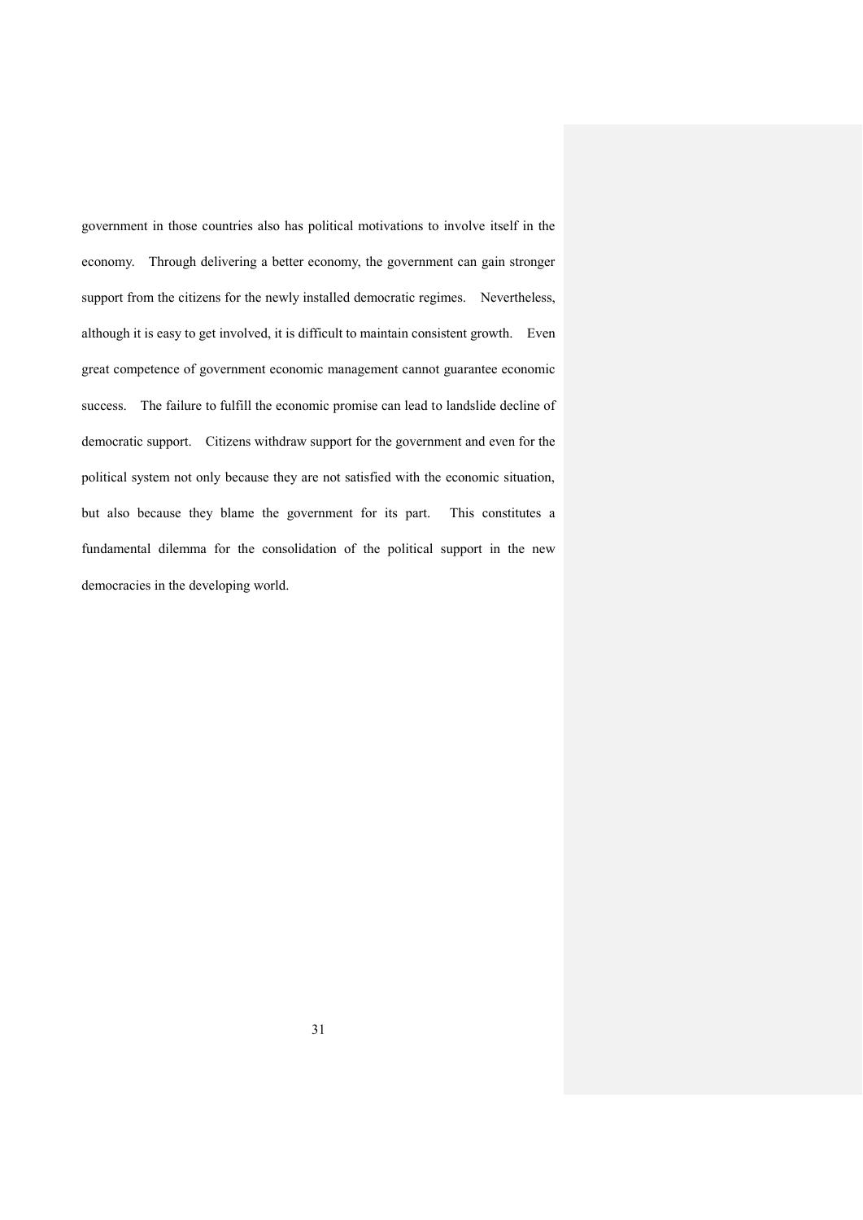government in those countries also has political motivations to involve itself in the economy. Through delivering a better economy, the government can gain stronger support from the citizens for the newly installed democratic regimes. Nevertheless, although it is easy to get involved, it is difficult to maintain consistent growth. Even great competence of government economic management cannot guarantee economic success. The failure to fulfill the economic promise can lead to landslide decline of democratic support. Citizens withdraw support for the government and even for the political system not only because they are not satisfied with the economic situation, but also because they blame the government for its part. This constitutes a fundamental dilemma for the consolidation of the political support in the new democracies in the developing world.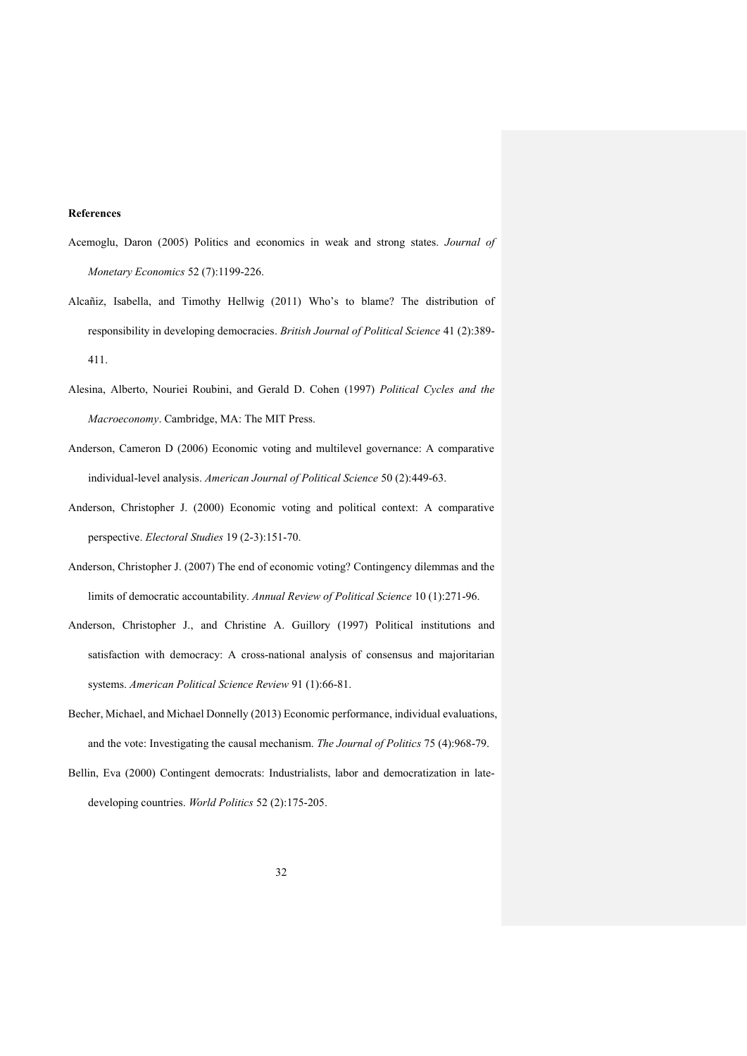**References**

Acemoglu, Daron (2005) Politics and economics in weak and strong states. *Journal of Monetary Economics* 52 (7):1199-226.

Alcañiz, Isabella, and Timothy Hellwig (2011) Who's to blame? The distribution of responsibility in developing democracies. *British Journal of Political Science* 41 (2):389-411.

Alesina, Alberto, Nouriei Roubini, and Gerald D. Cohen (1997) *Political Cycles and the Macroeconomy*. Cambridge, MA: The MIT Press.

Anderson, Cameron D (2006) Economic voting and multilevel governance: A comparative individual-level analysis. *American Journal of Political Science* 50 (2):449-63.

Anderson, Christopher J. (2000) Economic voting and political context: A comparative perspective. *Electoral Studies* 19 (2-3):151-70.

Anderson, Christopher J. (2007) The end of economic voting? Contingency dilemmas and the limits of democratic accountability. *Annual Review of Political Science* 10 (1):271-96.

Anderson, Christopher J., and Christine A. Guillory (1997) Political institutions and satisfaction with democracy: A cross-national analysis of consensus and majoritarian systems. *American Political Science Review* 91 (1):66-81.

Becher, Michael, and Michael Donnelly (2013) Economic performance, individual evaluations, and the vote: Investigating the causal mechanism. *The Journal of Politics* 75 (4):968-79.

Bellin, Eva (2000) Contingent democrats: Industrialists, labor and democratization in late-developing countries. *World Politics* 52 (2):175-205.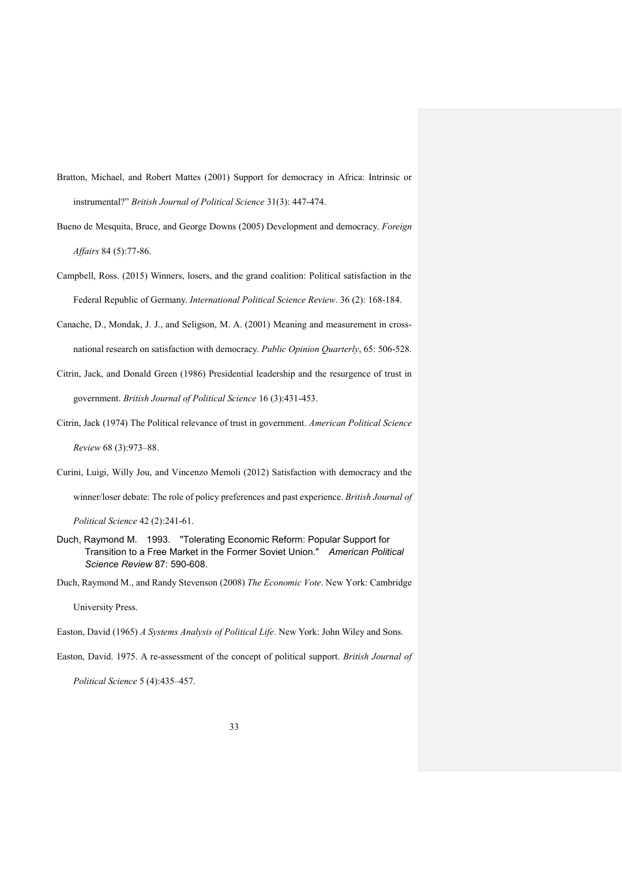Bratton, Michael, and Robert Mattes (2001) Support for democracy in Africa: Intrinsic or instrumental?" *British Journal of Political Science* 31(3): 447-474.

Bueno de Mesquita, Bruce, and George Downs (2005) Development and democracy. *Foreign Affairs* 84 (5):77-86.

Campbell, Ross. (2015) Winners, losers, and the grand coalition: Political satisfaction in the Federal Republic of Germany. *International Political Science Review*. 36 (2): 168-184.

Canache, D., Mondak, J. J., and Seligson, M. A. (2001) Meaning and measurement in cross-national research on satisfaction with democracy. *Public Opinion Quarterly*, 65: 506-528.

Citrin, Jack, and Donald Green (1986) Presidential leadership and the resurgence of trust in government. *British Journal of Political Science* 16 (3):431-453.

Citrin, Jack (1974) The Political relevance of trust in government. *American Political Science Review* 68 (3):973–88.

Curini, Luigi, Willy Jou, and Vincenzo Memoli (2012) Satisfaction with democracy and the winner/loser debate: The role of policy preferences and past experience. *British Journal of Political Science* 42 (2):241-61.

Duch, Raymond M. 1993. "Tolerating Economic Reform: Popular Support for Transition to a Free Market in the Former Soviet Union." *American Political Science Review* 87: 590-608.

Duch, Raymond M., and Randy Stevenson (2008) *The Economic Vote*. New York: Cambridge University Press.

Easton, David (1965) *A Systems Analysis of Political Life*. New York: John Wiley and Sons.

Easton, David. 1975. A re-assessment of the concept of political support. *British Journal of Political Science* 5 (4):435–457.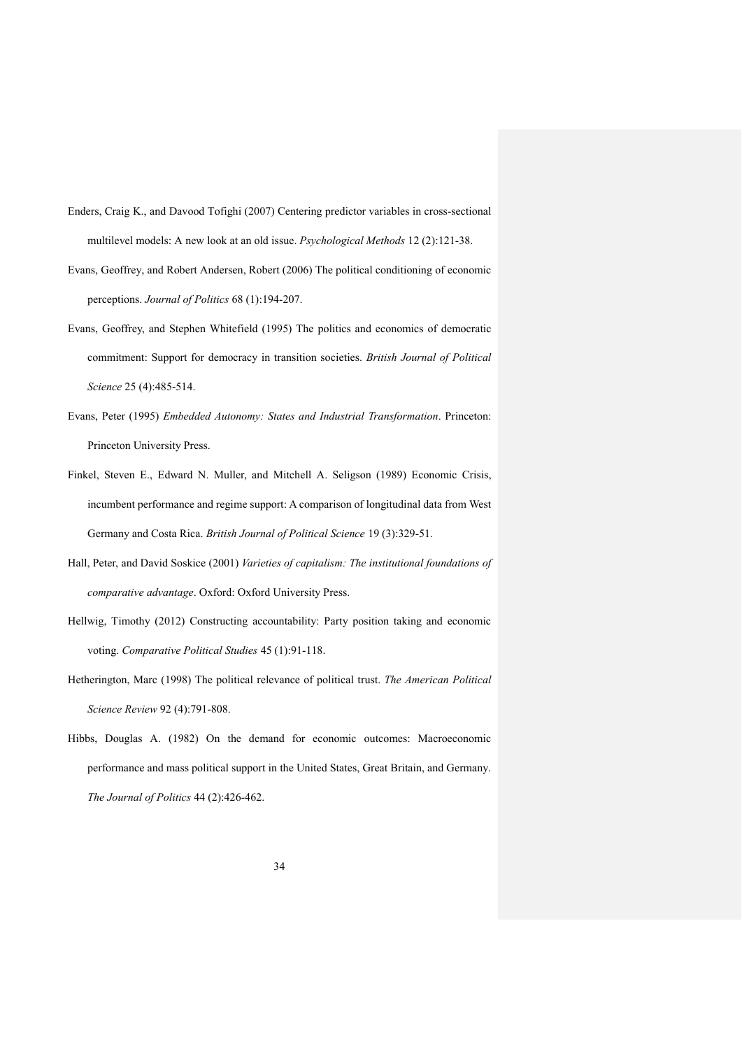Enders, Craig K., and Davood Tofighi (2007) Centering predictor variables in cross-sectional multilevel models: A new look at an old issue. *Psychological Methods* 12 (2):121-38.

Evans, Geoffrey, and Robert Andersen, Robert (2006) The political conditioning of economic perceptions. *Journal of Politics* 68 (1):194-207.

Evans, Geoffrey, and Stephen Whitefield (1995) The politics and economics of democratic commitment: Support for democracy in transition societies. *British Journal of Political Science* 25 (4):485-514.

Evans, Peter (1995) *Embedded Autonomy: States and Industrial Transformation*. Princeton: Princeton University Press.

Finkel, Steven E., Edward N. Muller, and Mitchell A. Seligson (1989) Economic Crisis, incumbent performance and regime support: A comparison of longitudinal data from West Germany and Costa Rica. *British Journal of Political Science* 19 (3):329-51.

Hall, Peter, and David Soskice (2001) *Varieties of capitalism: The institutional foundations of comparative advantage*. Oxford: Oxford University Press.

Hellwig, Timothy (2012) Constructing accountability: Party position taking and economic voting. *Comparative Political Studies* 45 (1):91-118.

Hetherington, Marc (1998) The political relevance of political trust. *The American Political Science Review* 92 (4):791-808.

Hibbs, Douglas A. (1982) On the demand for economic outcomes: Macroeconomic performance and mass political support in the United States, Great Britain, and Germany. *The Journal of Politics* 44 (2):426-462.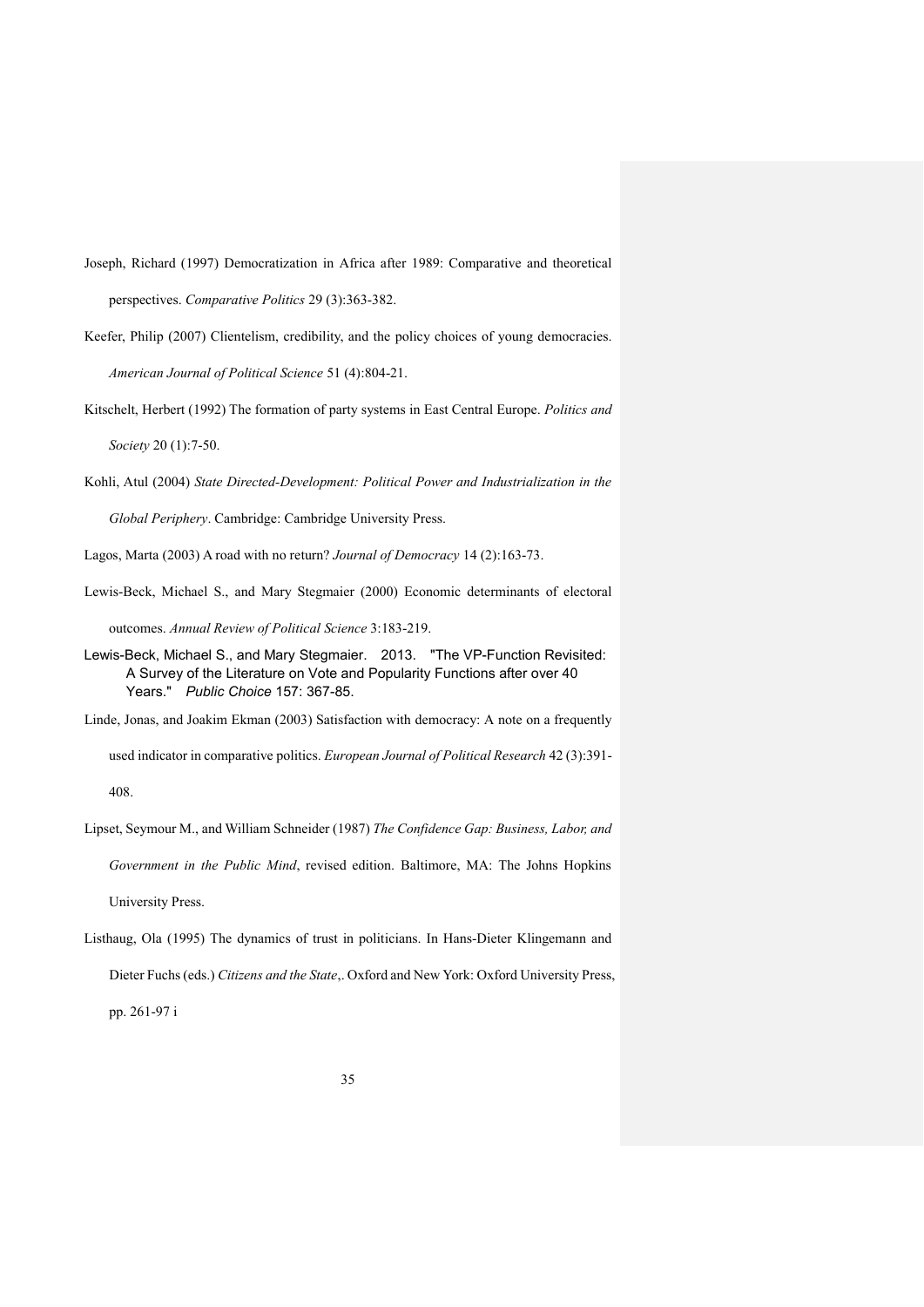Joseph, Richard (1997) Democratization in Africa after 1989: Comparative and theoretical perspectives. *Comparative Politics* 29 (3):363-382.

Keefer, Philip (2007) Clientelism, credibility, and the policy choices of young democracies. *American Journal of Political Science* 51 (4):804-21.

Kitschelt, Herbert (1992) The formation of party systems in East Central Europe. *Politics and Society* 20 (1):7-50.

Kohli, Atul (2004) *State Directed-Development: Political Power and Industrialization in the Global Periphery*. Cambridge: Cambridge University Press.

Lagos, Marta (2003) A road with no return? *Journal of Democracy* 14 (2):163-73.

Lewis-Beck, Michael S., and Mary Stegmaier (2000) Economic determinants of electoral outcomes. *Annual Review of Political Science* 3:183-219.

Lewis-Beck, Michael S., and Mary Stegmaier. 2013. "The VP-Function Revisited: A Survey of the Literature on Vote and Popularity Functions after over 40 Years." *Public Choice* 157: 367-85.

Linde, Jonas, and Joakim Ekman (2003) Satisfaction with democracy: A note on a frequently used indicator in comparative politics. *European Journal of Political Research* 42 (3):391-408.

Lipset, Seymour M., and William Schneider (1987) *The Confidence Gap: Business, Labor, and Government in the Public Mind*, revised edition. Baltimore, MA: The Johns Hopkins University Press.

Listhaug, Ola (1995) The dynamics of trust in politicians. In Hans-Dieter Klingemann and Dieter Fuchs (eds.) *Citizens and the State*,. Oxford and New York: Oxford University Press, pp. 261-97 i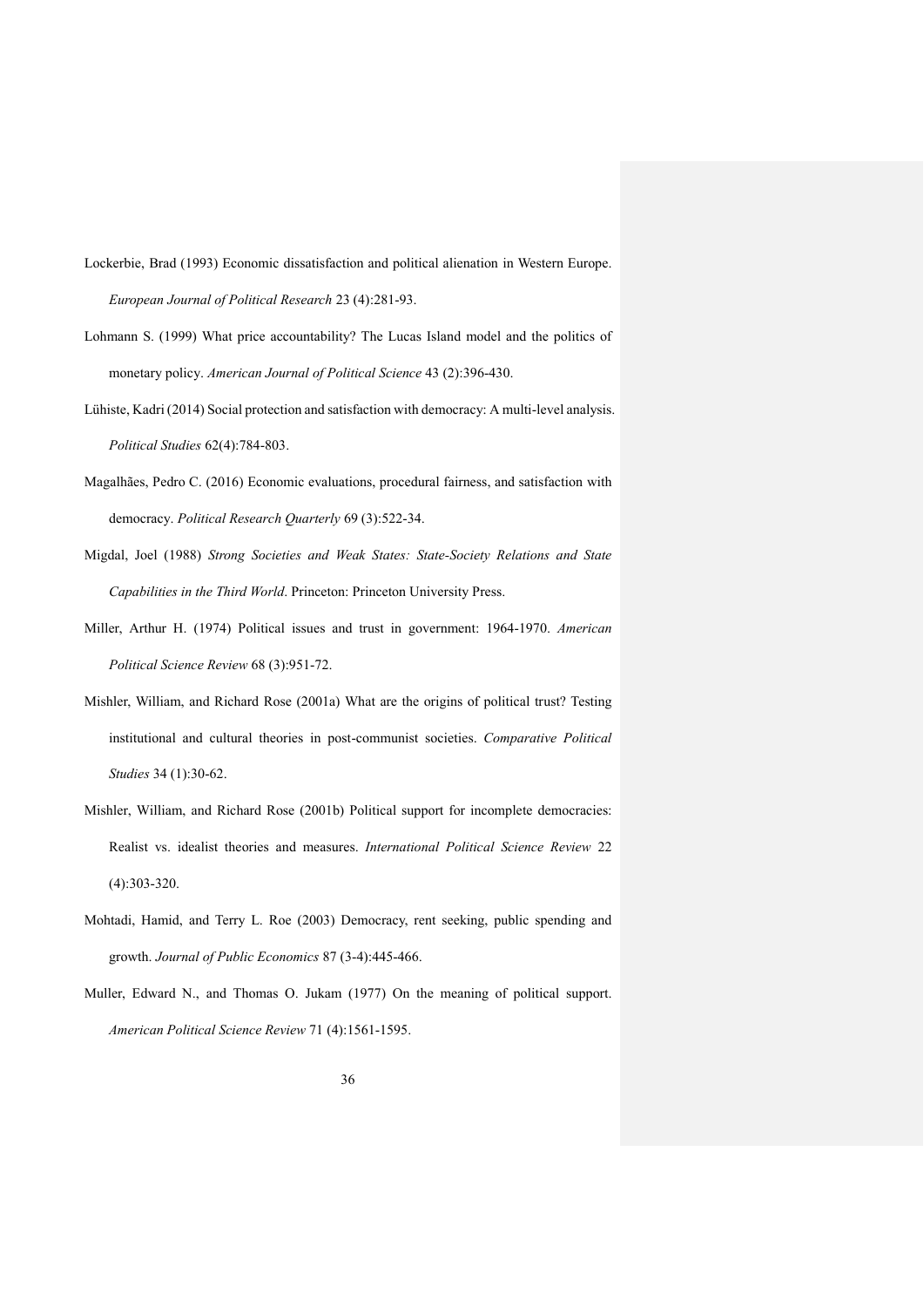Lockerbie, Brad (1993) Economic dissatisfaction and political alienation in Western Europe. *European Journal of Political Research* 23 (4):281-93.

Lohmann S. (1999) What price accountability? The Lucas Island model and the politics of monetary policy. *American Journal of Political Science* 43 (2):396-430.

Lühiste, Kadri (2014) Social protection and satisfaction with democracy: A multi-level analysis. *Political Studies* 62(4):784-803.

Magalhães, Pedro C. (2016) Economic evaluations, procedural fairness, and satisfaction with democracy. *Political Research Quarterly* 69 (3):522-34.

Migdal, Joel (1988) *Strong Societies and Weak States: State-Society Relations and State Capabilities in the Third World*. Princeton: Princeton University Press.

Miller, Arthur H. (1974) Political issues and trust in government: 1964-1970. *American Political Science Review* 68 (3):951-72.

Mishler, William, and Richard Rose (2001a) What are the origins of political trust? Testing institutional and cultural theories in post-communist societies. *Comparative Political Studies* 34 (1):30-62.

Mishler, William, and Richard Rose (2001b) Political support for incomplete democracies: Realist vs. idealist theories and measures. *International Political Science Review* 22 (4):303-320.

Mohtadi, Hamid, and Terry L. Roe (2003) Democracy, rent seeking, public spending and growth. *Journal of Public Economics* 87 (3-4):445-466.

Muller, Edward N., and Thomas O. Jukam (1977) On the meaning of political support. *American Political Science Review* 71 (4):1561-1595.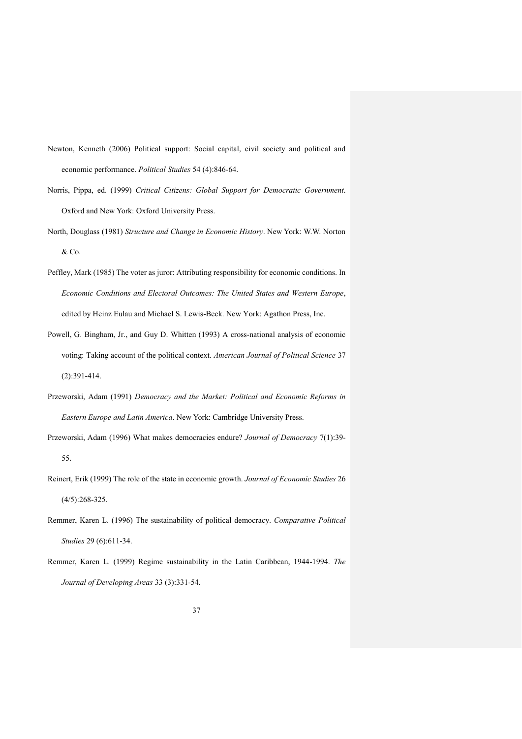Newton, Kenneth (2006) Political support: Social capital, civil society and political and economic performance. *Political Studies* 54 (4):846-64.

Norris, Pippa, ed. (1999) *Critical Citizens: Global Support for Democratic Government*. Oxford and New York: Oxford University Press.

North, Douglass (1981) *Structure and Change in Economic History*. New York: W.W. Norton & Co.

Peffley, Mark (1985) The voter as juror: Attributing responsibility for economic conditions. In *Economic Conditions and Electoral Outcomes: The United States and Western Europe*, edited by Heinz Eulau and Michael S. Lewis-Beck. New York: Agathon Press, Inc.

Powell, G. Bingham, Jr., and Guy D. Whitten (1993) A cross-national analysis of economic voting: Taking account of the political context. *American Journal of Political Science* 37 (2):391-414.

Przeworski, Adam (1991) *Democracy and the Market: Political and Economic Reforms in Eastern Europe and Latin America*. New York: Cambridge University Press.

Przeworski, Adam (1996) What makes democracies endure? *Journal of Democracy* 7(1):39-55.

Reinert, Erik (1999) The role of the state in economic growth. *Journal of Economic Studies* 26 (4/5):268-325.

Remmer, Karen L. (1996) The sustainability of political democracy. *Comparative Political Studies* 29 (6):611-34.

Remmer, Karen L. (1999) Regime sustainability in the Latin Caribbean, 1944-1994. *The Journal of Developing Areas* 33 (3):331-54.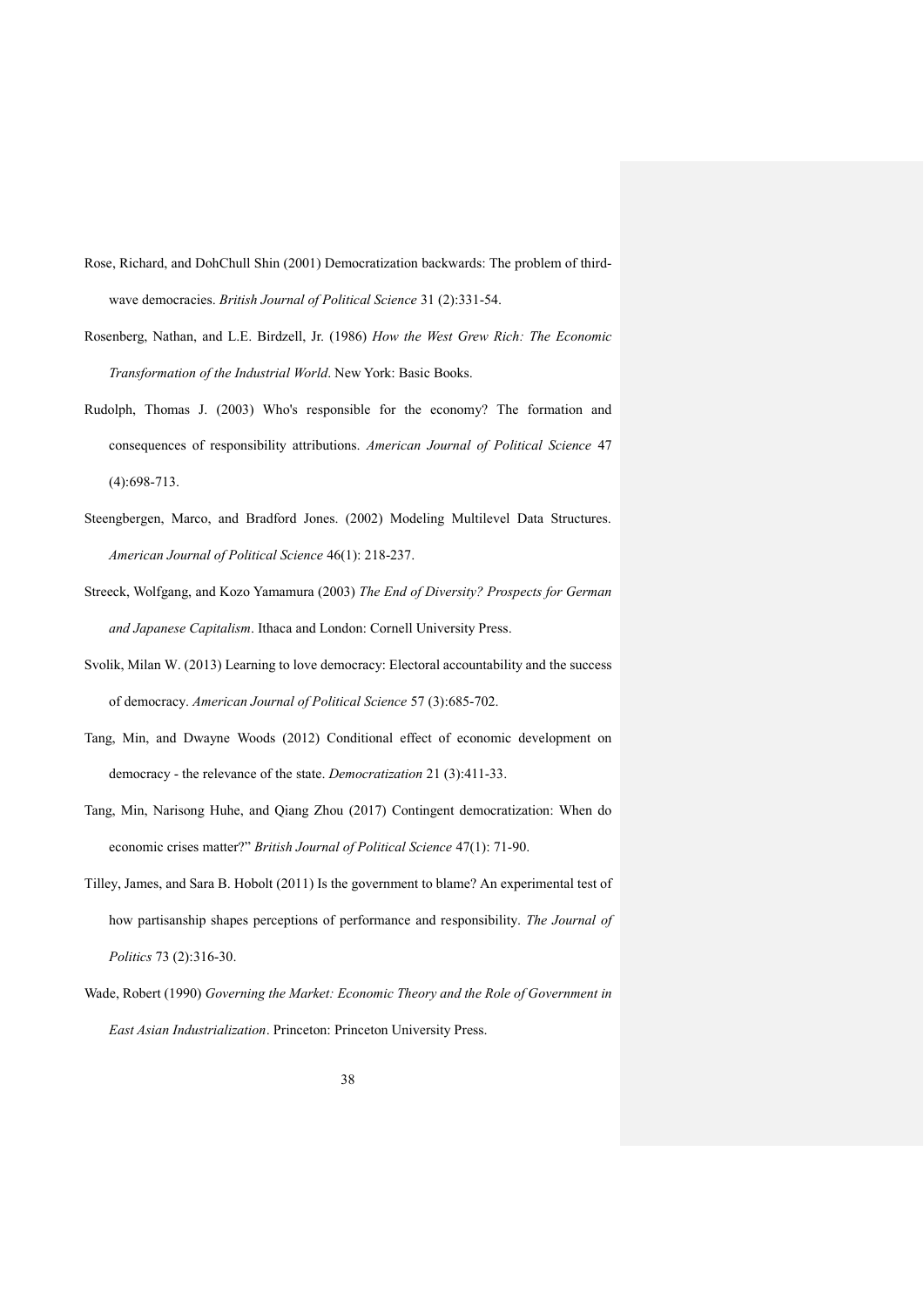Rose, Richard, and DohChull Shin (2001) Democratization backwards: The problem of third-wave democracies. *British Journal of Political Science* 31 (2):331-54.

Rosenberg, Nathan, and L.E. Birdzell, Jr. (1986) *How the West Grew Rich: The Economic Transformation of the Industrial World*. New York: Basic Books.

Rudolph, Thomas J. (2003) Who's responsible for the economy? The formation and consequences of responsibility attributions. *American Journal of Political Science* 47 (4):698-713.

Steengbergen, Marco, and Bradford Jones. (2002) Modeling Multilevel Data Structures. *American Journal of Political Science* 46(1): 218-237.

Streeck, Wolfgang, and Kozo Yamamura (2003) *The End of Diversity? Prospects for German and Japanese Capitalism*. Ithaca and London: Cornell University Press.

Svolik, Milan W. (2013) Learning to love democracy: Electoral accountability and the success of democracy. *American Journal of Political Science* 57 (3):685-702.

Tang, Min, and Dwayne Woods (2012) Conditional effect of economic development on democracy - the relevance of the state. *Democratization* 21 (3):411-33.

Tang, Min, Narisong Huhe, and Qiang Zhou (2017) Contingent democratization: When do economic crises matter?" *British Journal of Political Science* 47(1): 71-90.

Tilley, James, and Sara B. Hobolt (2011) Is the government to blame? An experimental test of how partisanship shapes perceptions of performance and responsibility. *The Journal of Politics* 73 (2):316-30.

Wade, Robert (1990) *Governing the Market: Economic Theory and the Role of Government in East Asian Industrialization*. Princeton: Princeton University Press.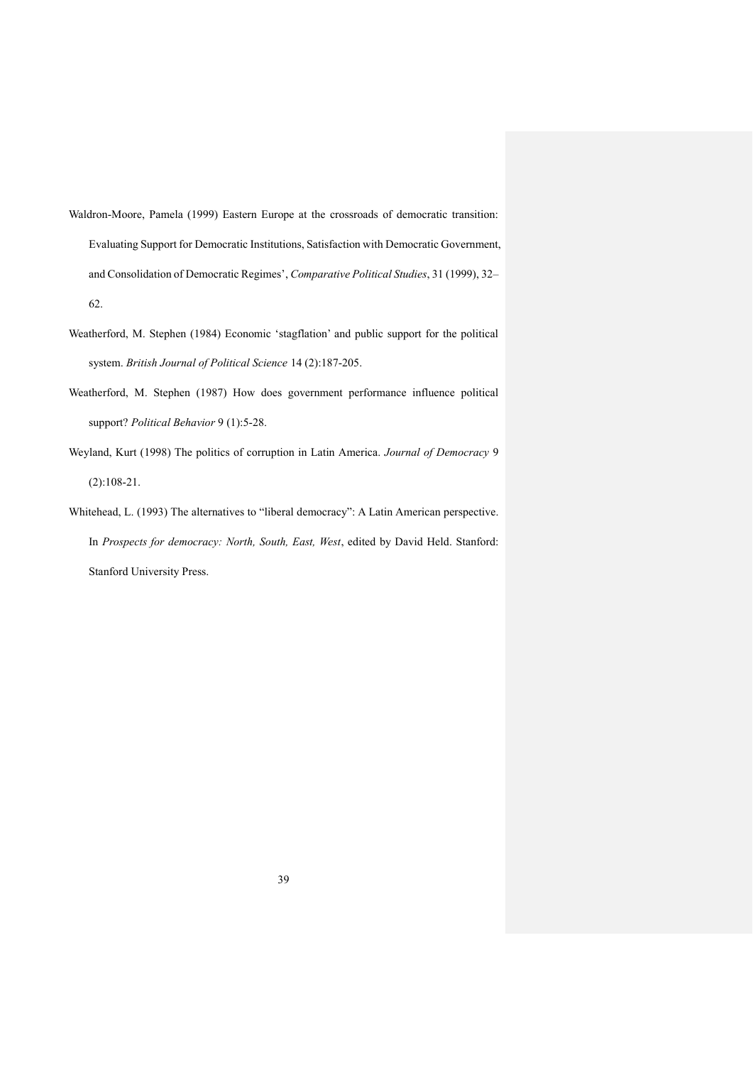Waldron-Moore, Pamela (1999) Eastern Europe at the crossroads of democratic transition: Evaluating Support for Democratic Institutions, Satisfaction with Democratic Government, and Consolidation of Democratic Regimes', *Comparative Political Studies*, 31 (1999), 32–62.

Weatherford, M. Stephen (1984) Economic 'stagflation' and public support for the political system. *British Journal of Political Science* 14 (2):187-205.

Weatherford, M. Stephen (1987) How does government performance influence political support? *Political Behavior* 9 (1):5-28.

Weyland, Kurt (1998) The politics of corruption in Latin America. *Journal of Democracy* 9 (2):108-21.

Whitehead, L. (1993) The alternatives to "liberal democracy": A Latin American perspective. In *Prospects for democracy: North, South, East, West*, edited by David Held. Stanford: Stanford University Press.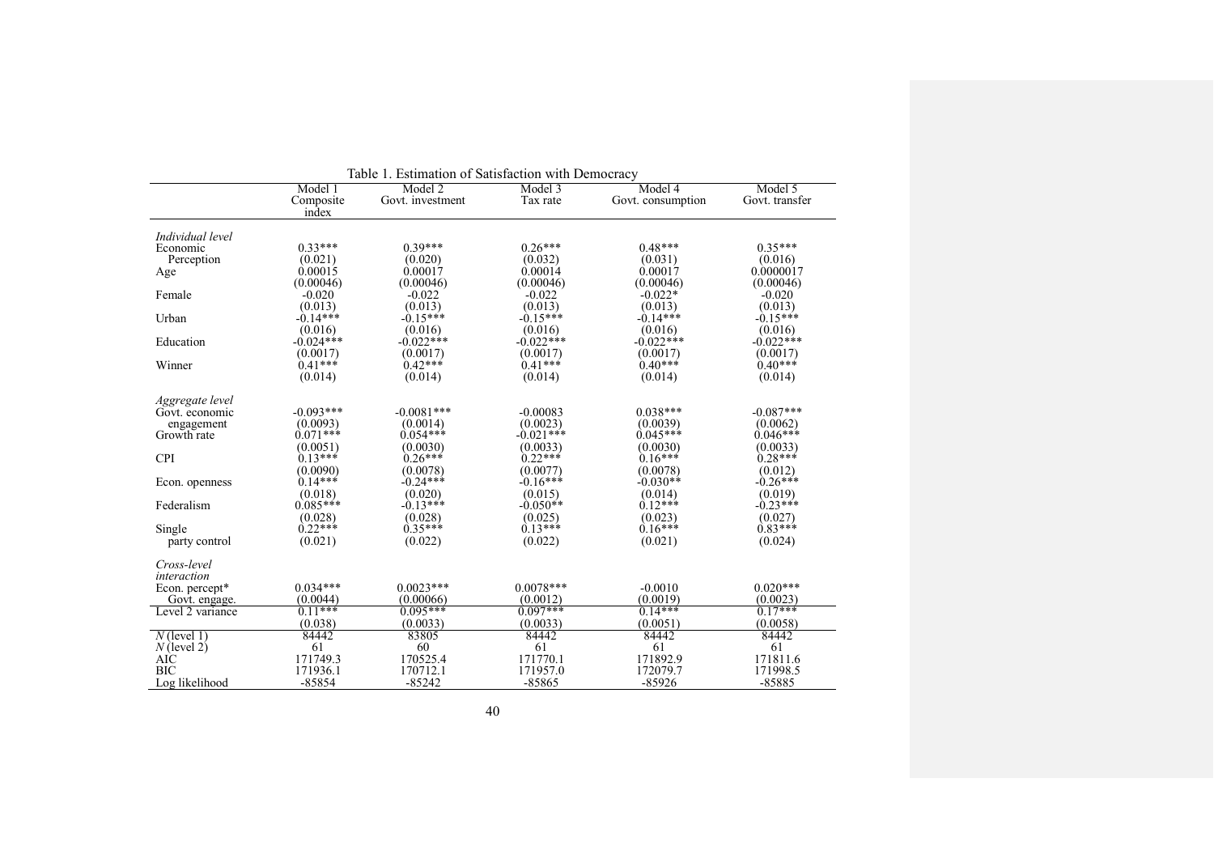Table 1. Estimation of Satisfaction with Democracy

| | Model 1 Composite index | Model 2 Govt. investment | Model 3 Tax rate | Model 4 Govt. consumption | Model 5 Govt. transfer |
|---|---|---|---|---|---|
| *Individual level* | | | | | |
| Economic Perception | 0.33*** | 0.39*** | 0.26*** | 0.48*** | 0.35*** |
| | (0.021) | (0.020) | (0.032) | (0.031) | (0.016) |
| Age | 0.00015 | 0.00017 | 0.00014 | 0.00017 | 0.0000017 |
| | (0.00046) | (0.00046) | (0.00046) | (0.00046) | (0.00046) |
| Female | -0.020 | -0.022 | -0.022 | -0.022* | -0.020 |
| | (0.013) | (0.013) | (0.013) | (0.013) | (0.013) |
| Urban | -0.14*** | -0.15*** | -0.15*** | -0.14*** | -0.15*** |
| | (0.016) | (0.016) | (0.016) | (0.016) | (0.016) |
| Education | -0.024*** | -0.022*** | -0.022*** | -0.022*** | -0.022*** |
| | (0.0017) | (0.0017) | (0.0017) | (0.0017) | (0.0017) |
| Winner | 0.41*** | 0.42*** | 0.41*** | 0.40*** | 0.40*** |
| | (0.014) | (0.014) | (0.014) | (0.014) | (0.014) |
| *Aggregate level* | | | | | |
| Govt. economic engagement | -0.093*** | -0.0081*** | -0.00083 | 0.038*** | -0.087*** |
| | (0.0093) | (0.0014) | (0.0023) | (0.0039) | (0.0062) |
| Growth rate | 0.071*** | 0.054*** | -0.021*** | 0.045*** | 0.046*** |
| | (0.0051) | (0.0030) | (0.0033) | (0.0030) | (0.0033) |
| CPI | 0.13*** | 0.26*** | 0.22*** | 0.16*** | 0.28*** |
| | (0.0090) | (0.0078) | (0.0077) | (0.0078) | (0.012) |
| Econ. openness | 0.14*** | -0.24*** | -0.16*** | -0.030** | -0.26*** |
| | (0.018) | (0.020) | (0.015) | (0.014) | (0.019) |
| Federalism | 0.085*** | -0.13*** | -0.050** | 0.12*** | -0.23*** |
| | (0.028) | (0.028) | (0.025) | (0.023) | (0.027) |
| Single party control | 0.22*** | 0.35*** | 0.13*** | 0.16*** | 0.83*** |
| | (0.021) | (0.022) | (0.022) | (0.021) | (0.024) |
| *Cross-level interaction* | | | | | |
| Econ. percept* Govt. engage. | 0.034*** | 0.0023*** | 0.0078*** | -0.0010 | 0.020*** |
| | (0.0044) | (0.00066) | (0.0012) | (0.0019) | (0.0023) |
| Level 2 variance | 0.11*** | 0.095*** | 0.097*** | 0.14*** | 0.17*** |
| | (0.038) | (0.0033) | (0.0033) | (0.0051) | (0.0058) |
| $N$ (level 1) | 84442 | 83805 | 84442 | 84442 | 84442 |
| $N$ (level 2) | 61 | 60 | 61 | 61 | 61 |
| AIC | 171749.3 | 170525.4 | 171770.1 | 171892.9 | 171811.6 |
| BIC | 171936.1 | 170712.1 | 171957.0 | 172079.7 | 171998.5 |
| Log likelihood | -85854 | -85242 | -85865 | -85926 | -85885 |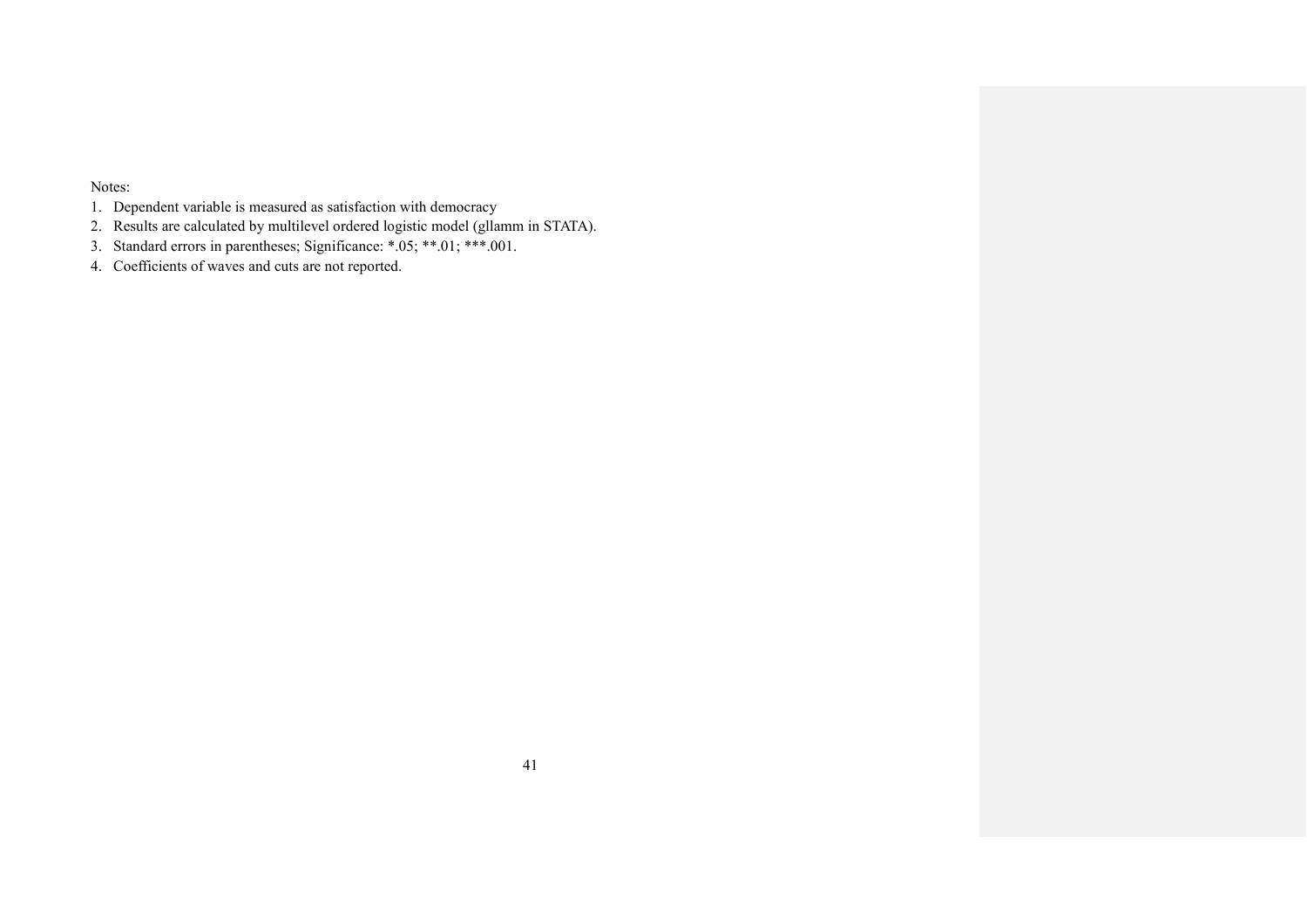Notes:

1. Dependent variable is measured as satisfaction with democracy
2. Results are calculated by multilevel ordered logistic model (gllamm in STATA).
3. Standard errors in parentheses; Significance: *.05; **.01; ***.001.
4. Coefficients of waves and cuts are not reported.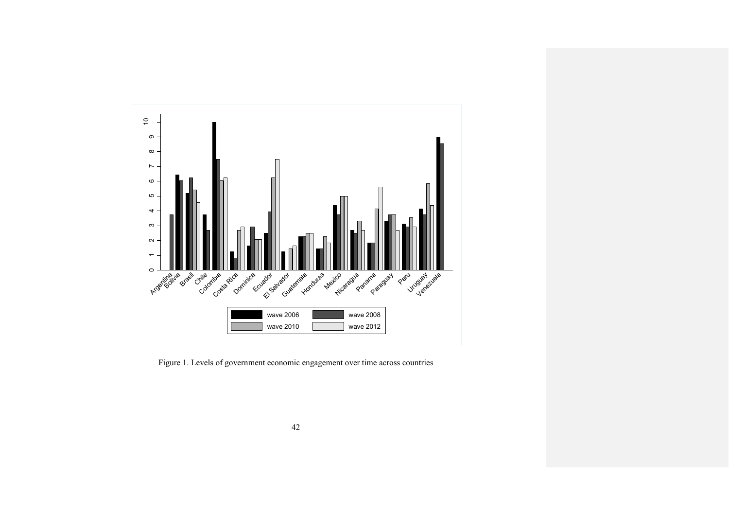Figure 1. Levels of government economic engagement over time across countries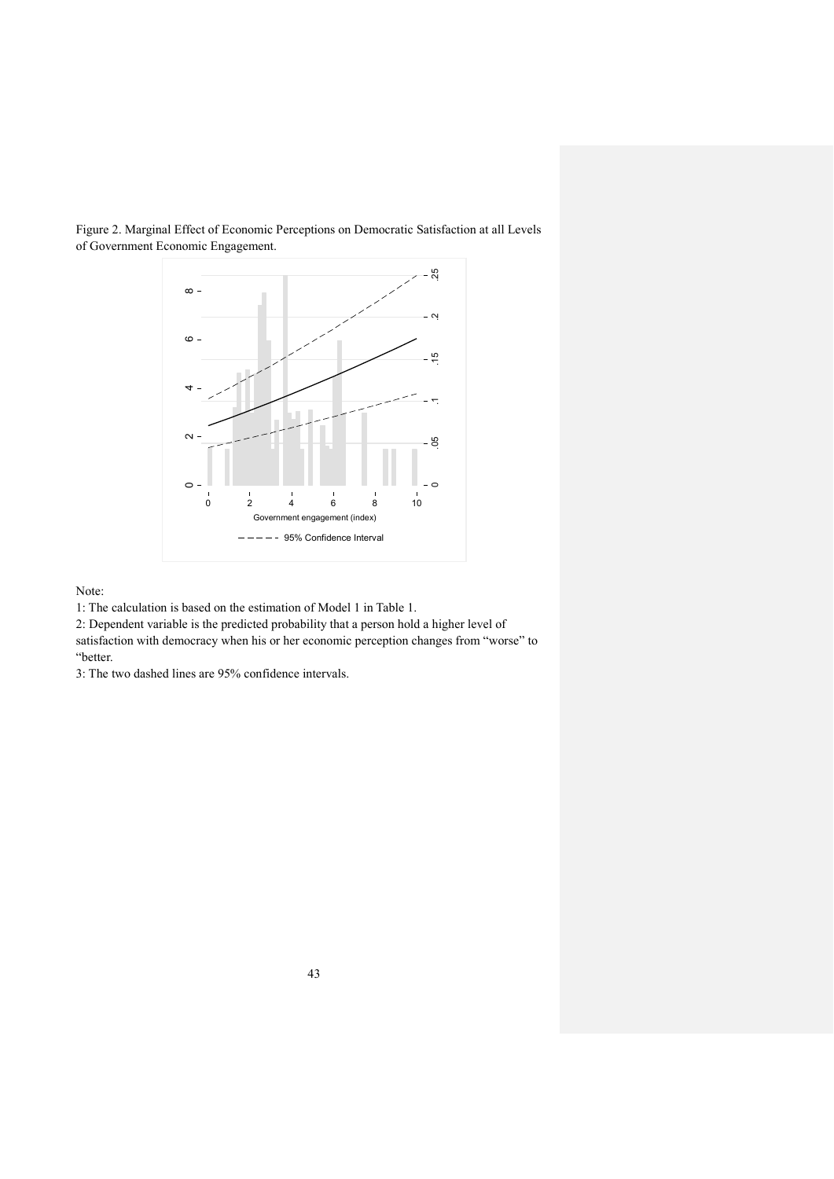Figure 2. Marginal Effect of Economic Perceptions on Democratic Satisfaction at all Levels of Government Economic Engagement.

Note:

1: The calculation is based on the estimation of Model 1 in Table 1.

2: Dependent variable is the predicted probability that a person hold a higher level of satisfaction with democracy when his or her economic perception changes from "worse" to "better.

3: The two dashed lines are 95% confidence intervals.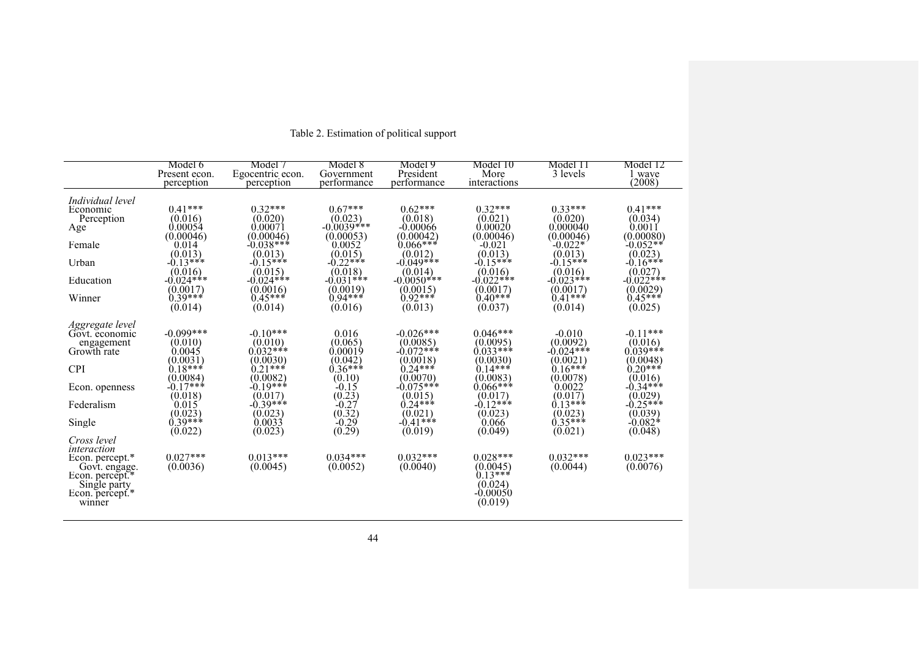Table 2. Estimation of political support

| | Model 6 Present econ. perception | Model 7 Egocentric econ. perception | Model 8 Government performance | Model 9 President performance | Model 10 More interactions | Model 11 3 levels | Model 12 1 wave (2008) |
|---|---|---|---|---|---|---|---|
| *Individual level* | | | | | | | |
| Economic Perception | 0.41*** | 0.32*** | 0.67*** | 0.62*** | 0.32*** | 0.33*** | 0.41*** |
| | (0.016) | (0.020) | (0.023) | (0.018) | (0.021) | (0.020) | (0.034) |
| Age | 0.00054 | 0.00071 | -0.0039*** | -0.00066 | 0.00020 | 0.000040 | 0.0011 |
| | (0.00046) | (0.00046) | (0.00053) | (0.00042) | (0.00046) | (0.00046) | (0.00080) |
| Female | 0.014 | -0.038*** | 0.0052 | 0.066*** | -0.021 | -0.022* | -0.052** |
| | (0.013) | (0.013) | (0.015) | (0.012) | (0.013) | (0.013) | (0.023) |
| Urban | -0.13*** | -0.15*** | -0.22*** | -0.049*** | -0.15*** | -0.15*** | -0.16*** |
| | (0.016) | (0.015) | (0.018) | (0.014) | (0.016) | (0.016) | (0.027) |
| Education | -0.024*** | -0.024*** | -0.031*** | -0.0050*** | -0.022*** | -0.023*** | -0.022*** |
| | (0.0017) | (0.0016) | (0.0019) | (0.0015) | (0.0017) | (0.0017) | (0.0029) |
| Winner | 0.39*** | 0.45*** | 0.94*** | 0.92*** | 0.40*** | 0.41*** | 0.45*** |
| | (0.014) | (0.014) | (0.016) | (0.013) | (0.037) | (0.014) | (0.025) |
| *Aggregate level* | | | | | | | |
| Govt. economic engagement | -0.099*** | -0.10*** | 0.016 | -0.026*** | 0.046*** | -0.010 | -0.11*** |
| | (0.010) | (0.010) | (0.065) | (0.0085) | (0.0095) | (0.0092) | (0.016) |
| Growth rate | 0.0045 | 0.032*** | 0.00019 | -0.072*** | 0.033*** | -0.024*** | 0.039*** |
| | (0.0031) | (0.0030) | (0.042) | (0.0018) | (0.0030) | (0.0021) | (0.0048) |
| CPI | 0.18*** | 0.21*** | 0.36*** | 0.24*** | 0.14*** | 0.16*** | 0.20*** |
| | (0.0084) | (0.0082) | (0.10) | (0.0070) | (0.0083) | (0.0078) | (0.016) |
| Econ. openness | -0.17*** | -0.19*** | -0.15 | -0.075*** | 0.066*** | 0.0022 | -0.34*** |
| | (0.018) | (0.017) | (0.23) | (0.015) | (0.017) | (0.017) | (0.029) |
| Federalism | 0.015 | -0.39*** | -0.27 | 0.24*** | -0.12*** | 0.13*** | -0.25*** |
| | (0.023) | (0.023) | (0.32) | (0.021) | (0.023) | (0.023) | (0.039) |
| Single | 0.39*** | 0.0033 | -0.29 | -0.41*** | 0.066 | 0.35*** | -0.082* |
| | (0.022) | (0.023) | (0.29) | (0.019) | (0.049) | (0.021) | (0.048) |
| *Cross level interaction* | | | | | | | |
| Econ. percept.* Govt. engage. | 0.027*** | 0.013*** | 0.034*** | 0.032*** | 0.028*** | 0.032*** | 0.023*** |
| | (0.0036) | (0.0045) | (0.0052) | (0.0040) | (0.0045) | (0.0044) | (0.0076) |
| Econ. percept.* Single party | | | | | 0.13*** | | |
| | | | | | (0.024) | | |
| Econ. percept.* winner | | | | | -0.00050 | | |
| | | | | | (0.019) | | |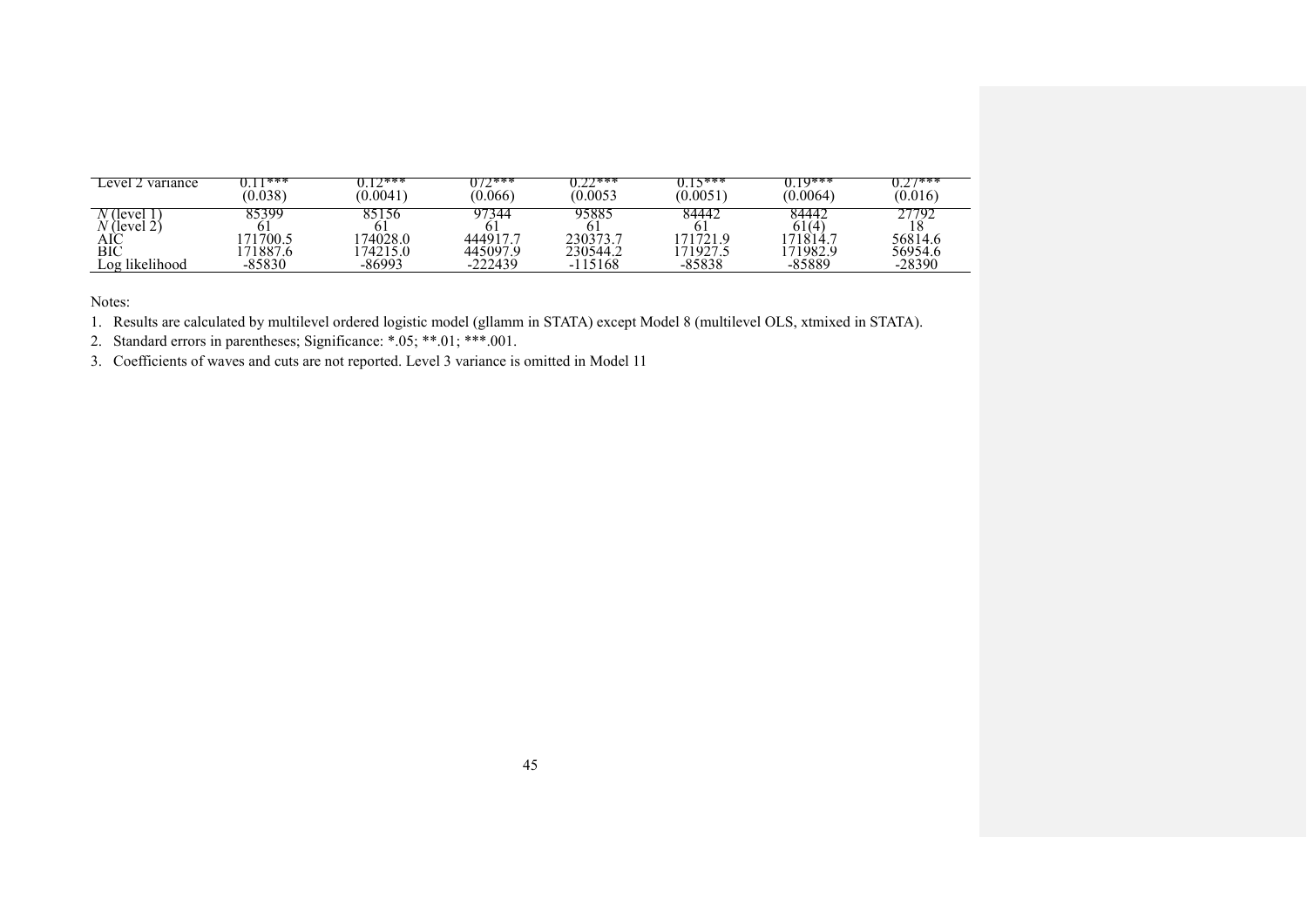| Level 2 variance | 0.11*** | 0.12*** | 072*** | 0.22*** | 0.15*** | 0.19*** | 0.27*** |
|---|---|---|---|---|---|---|---|
| | (0.038) | (0.0041) | (0.066) | (0.0053 | (0.0051) | (0.0064) | (0.016) |
| *N* (level 1) | 85399 | 85156 | 97344 | 95885 | 84442 | 84442 | 27792 |
| *N* (level 2) | 61 | 61 | 61 | 61 | 61 | 61(4) | 18 |
| AIC | 171700.5 | 174028.0 | 444917.7 | 230373.7 | 171721.9 | 171814.7 | 56814.6 |
| BIC | 171887.6 | 174215.0 | 445097.9 | 230544.2 | 171927.5 | 171982.9 | 56954.6 |
| Log likelihood | -85830 | -86993 | -222439 | -115168 | -85838 | -85889 | -28390 |

Notes:

1. Results are calculated by multilevel ordered logistic model (gllamm in STATA) except Model 8 (multilevel OLS, xtmixed in STATA).
2. Standard errors in parentheses; Significance: *.05; **.01; ***.001.
3. Coefficients of waves and cuts are not reported. Level 3 variance is omitted in Model 11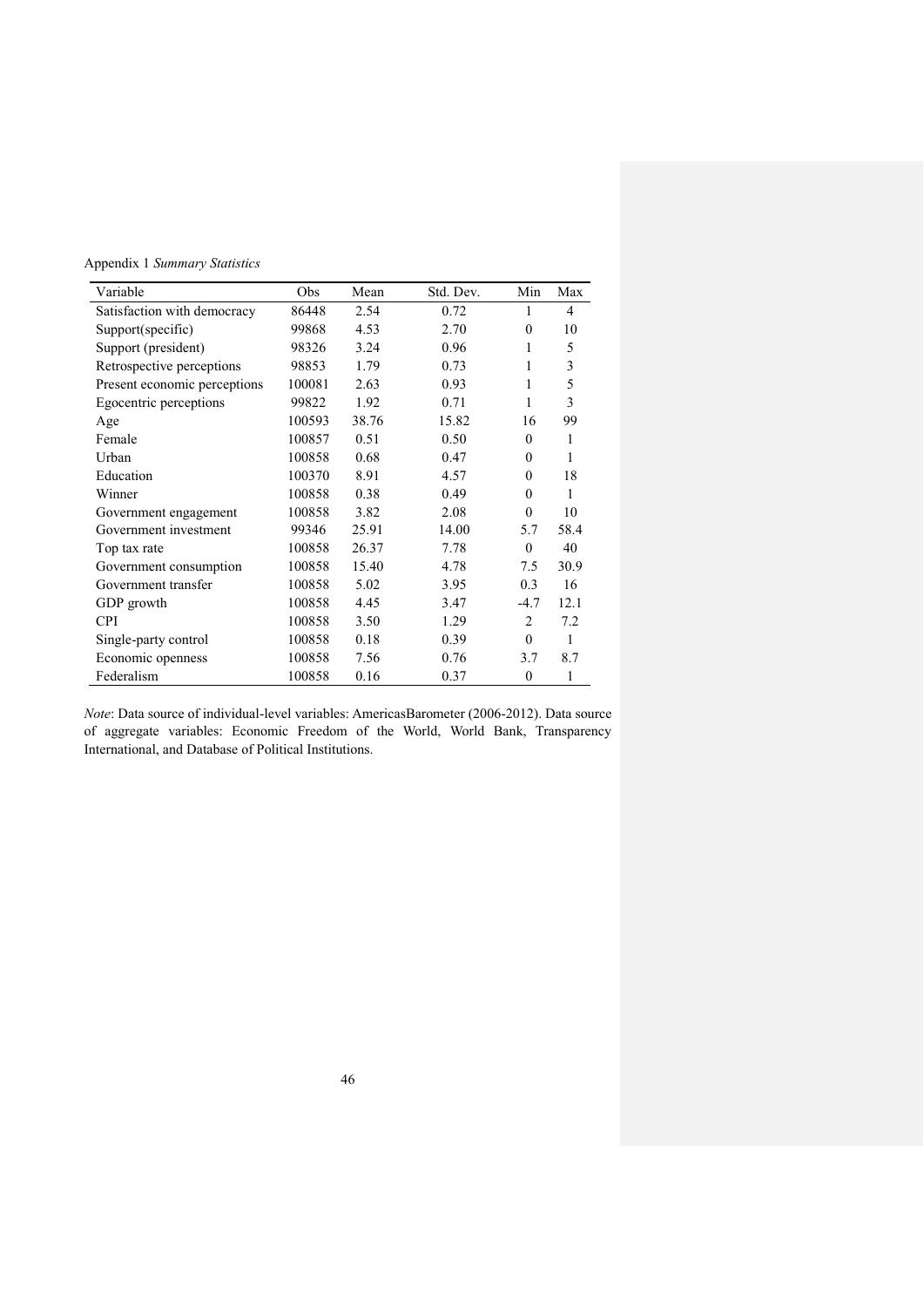Appendix 1 *Summary Statistics*

| Variable | Obs | Mean | Std. Dev. | Min | Max |
|---|---|---|---|---|---|
| Satisfaction with democracy | 86448 | 2.54 | 0.72 | 1 | 4 |
| Support(specific) | 99868 | 4.53 | 2.70 | 0 | 10 |
| Support (president) | 98326 | 3.24 | 0.96 | 1 | 5 |
| Retrospective perceptions | 98853 | 1.79 | 0.73 | 1 | 3 |
| Present economic perceptions | 100081 | 2.63 | 0.93 | 1 | 5 |
| Egocentric perceptions | 99822 | 1.92 | 0.71 | 1 | 3 |
| Age | 100593 | 38.76 | 15.82 | 16 | 99 |
| Female | 100857 | 0.51 | 0.50 | 0 | 1 |
| Urban | 100858 | 0.68 | 0.47 | 0 | 1 |
| Education | 100370 | 8.91 | 4.57 | 0 | 18 |
| Winner | 100858 | 0.38 | 0.49 | 0 | 1 |
| Government engagement | 100858 | 3.82 | 2.08 | 0 | 10 |
| Government investment | 99346 | 25.91 | 14.00 | 5.7 | 58.4 |
| Top tax rate | 100858 | 26.37 | 7.78 | 0 | 40 |
| Government consumption | 100858 | 15.40 | 4.78 | 7.5 | 30.9 |
| Government transfer | 100858 | 5.02 | 3.95 | 0.3 | 16 |
| GDP growth | 100858 | 4.45 | 3.47 | -4.7 | 12.1 |
| CPI | 100858 | 3.50 | 1.29 | 2 | 7.2 |
| Single-party control | 100858 | 0.18 | 0.39 | 0 | 1 |
| Economic openness | 100858 | 7.56 | 0.76 | 3.7 | 8.7 |
| Federalism | 100858 | 0.16 | 0.37 | 0 | 1 |

*Note*: Data source of individual-level variables: AmericasBarometer (2006-2012). Data source of aggregate variables: Economic Freedom of the World, World Bank, Transparency International, and Database of Political Institutions.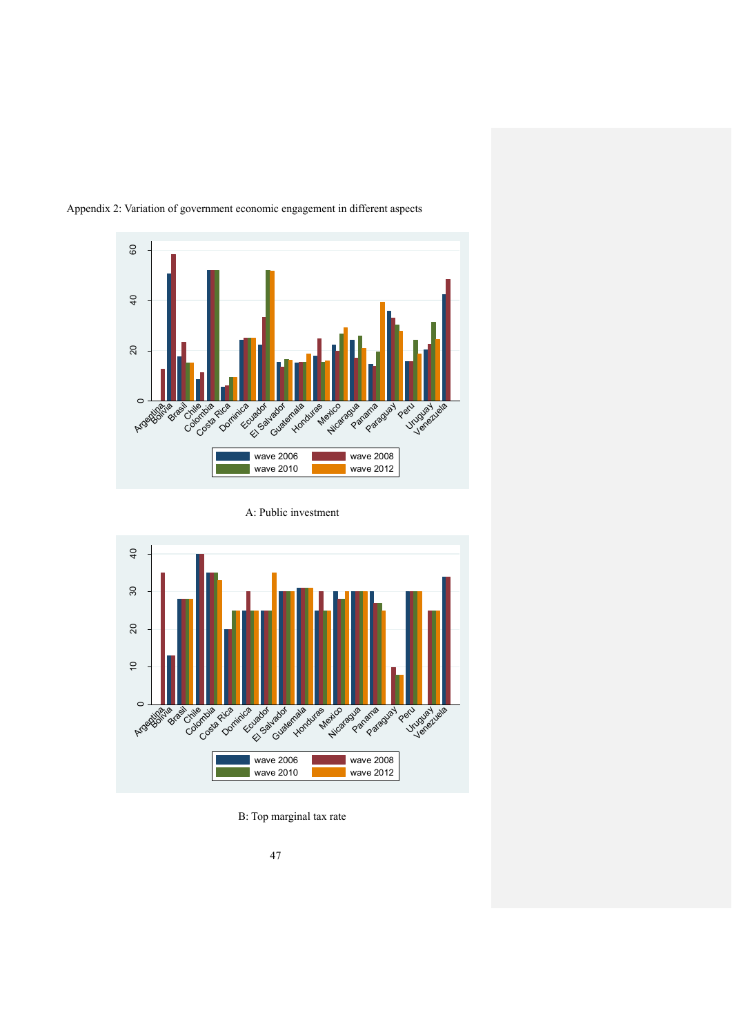Appendix 2: Variation of government economic engagement in different aspects

A: Public investment

B: Top marginal tax rate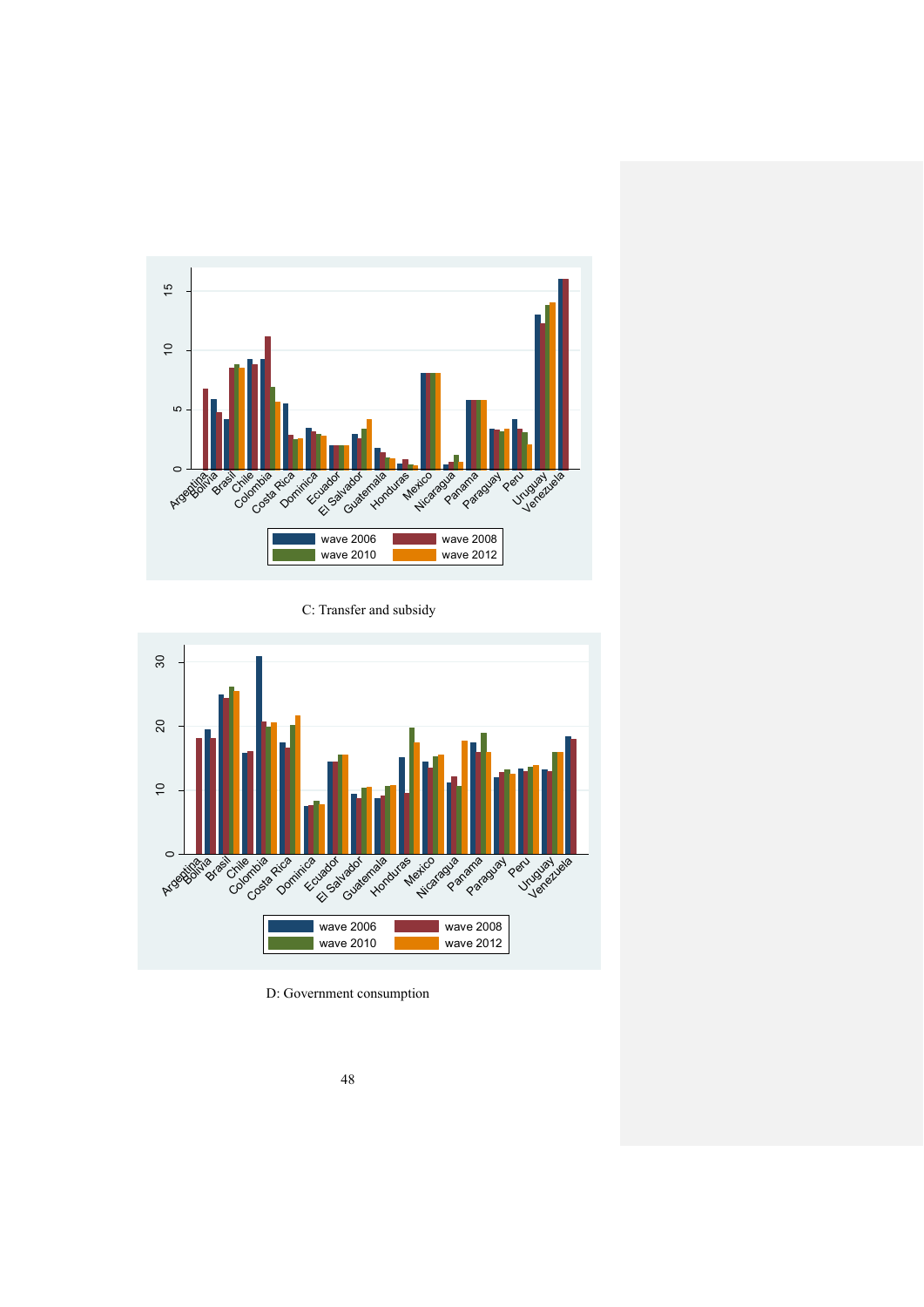15

10

5

0

Argentina Bolivia Brasil Chile Colombia Costa Rica Dominica Ecuador El Salvador Guatemala Honduras Mexico Nicaragua Panama Paraguay Peru Uruguay Venezuela

wave 2006 wave 2008 wave 2010 wave 2012

C: Transfer and subsidy

30

20

10

0

Argentina Bolivia Brasil Chile Colombia Costa Rica Dominica Ecuador El Salvador Guatemala Honduras Mexico Nicaragua Panama Paraguay Peru Uruguay Venezuela

wave 2006 wave 2008 wave 2010 wave 2012

D: Government consumption